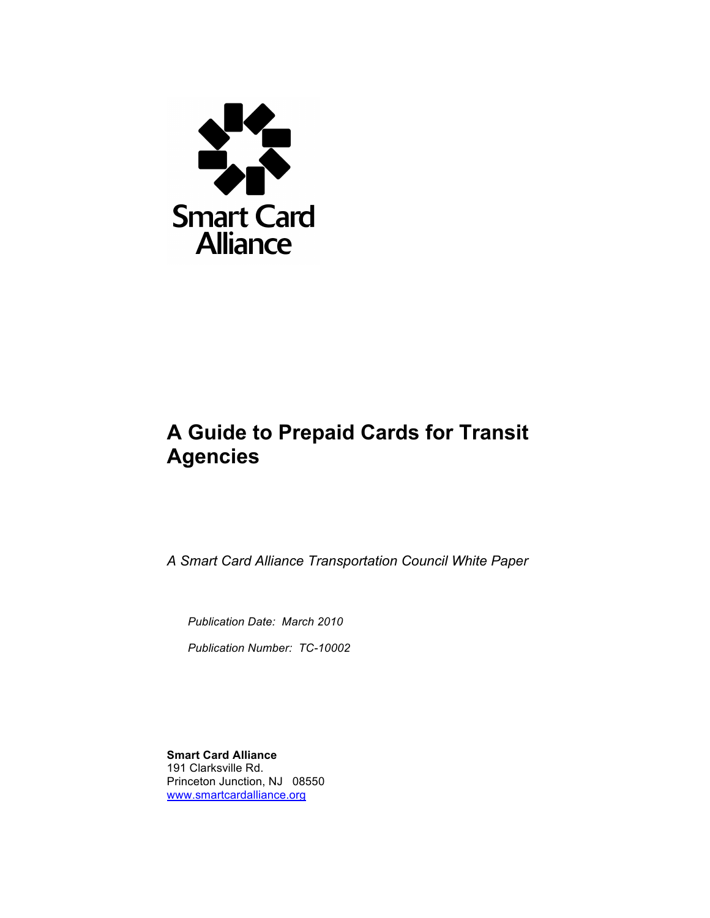Smart Card Alliance

# A Guide to Prepaid Cards for Transit Agencies

*A Smart Card Alliance Transportation Council White Paper*

*Publication Date: March 2010*

*Publication Number: TC-10002*

**Smart Card Alliance**
191 Clarksville Rd.
Princeton Junction, NJ 08550
www.smartcardalliance.org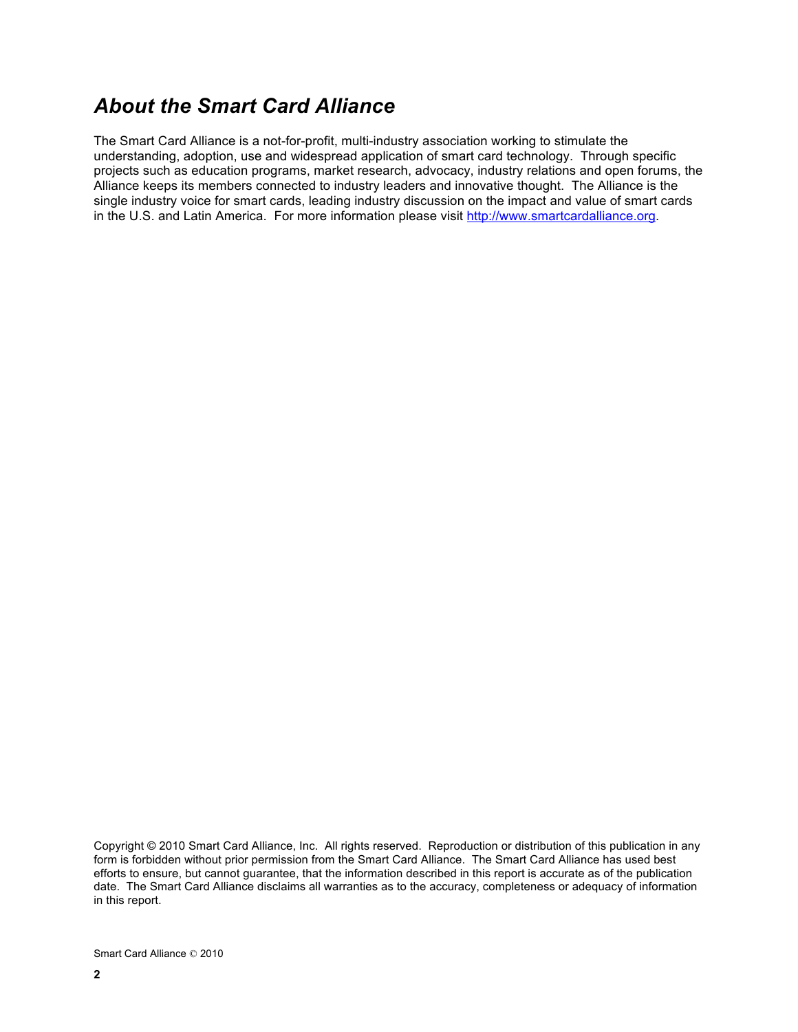## *About the Smart Card Alliance*

The Smart Card Alliance is a not-for-profit, multi-industry association working to stimulate the understanding, adoption, use and widespread application of smart card technology. Through specific projects such as education programs, market research, advocacy, industry relations and open forums, the Alliance keeps its members connected to industry leaders and innovative thought. The Alliance is the single industry voice for smart cards, leading industry discussion on the impact and value of smart cards in the U.S. and Latin America. For more information please visit http://www.smartcardalliance.org.

Copyright © 2010 Smart Card Alliance, Inc. All rights reserved. Reproduction or distribution of this publication in any form is forbidden without prior permission from the Smart Card Alliance. The Smart Card Alliance has used best efforts to ensure, but cannot guarantee, that the information described in this report is accurate as of the publication date. The Smart Card Alliance disclaims all warranties as to the accuracy, completeness or adequacy of information in this report.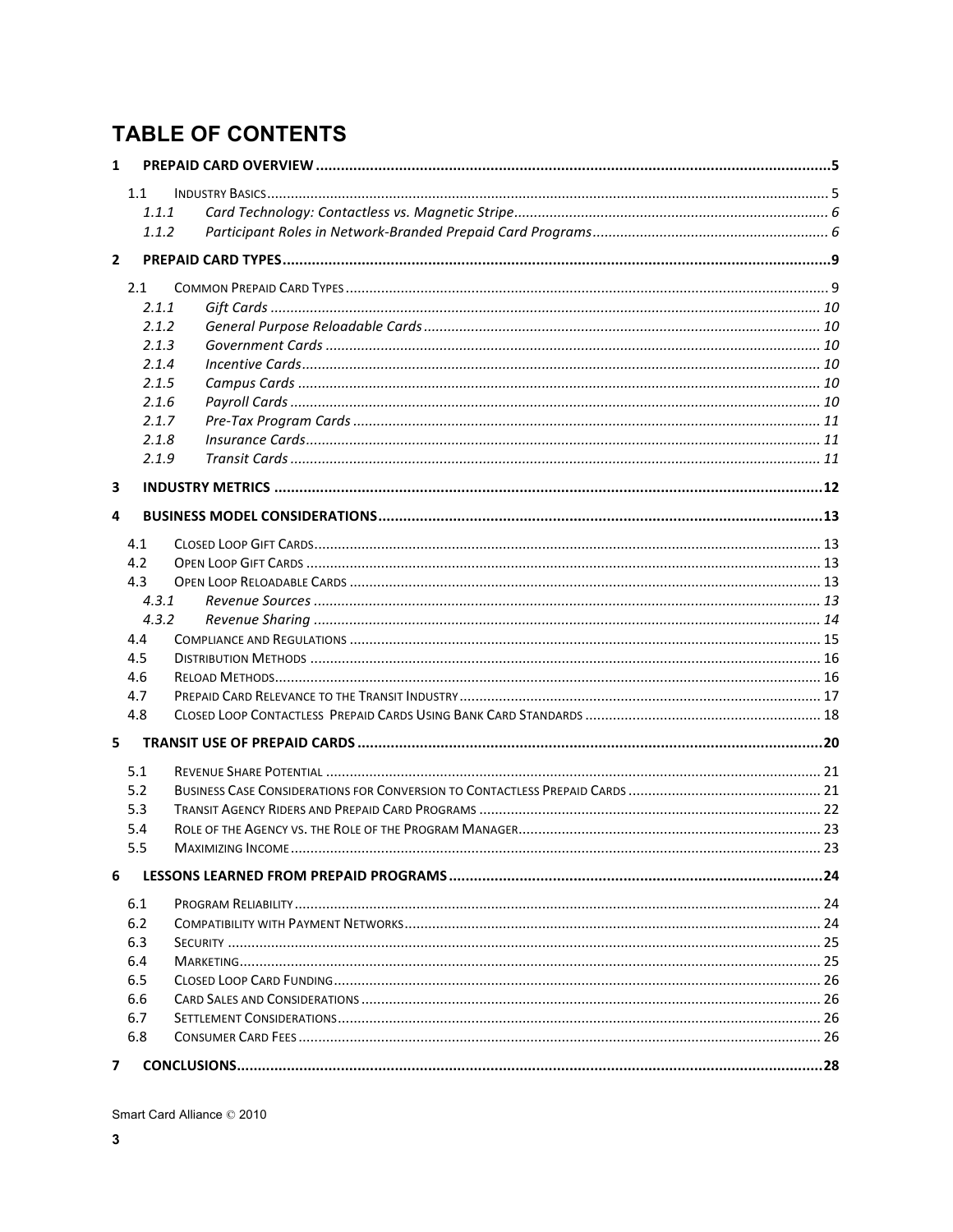# TABLE OF CONTENTS

**1 PREPAID CARD OVERVIEW .......... 5**

- 1.1 INDUSTRY BASICS .......... 5
  - *1.1.1 Card Technology: Contactless vs. Magnetic Stripe .......... 6*
  - *1.1.2 Participant Roles in Network-Branded Prepaid Card Programs .......... 6*

**2 PREPAID CARD TYPES .......... 9**

- 2.1 COMMON PREPAID CARD TYPES .......... 9
  - *2.1.1 Gift Cards .......... 10*
  - *2.1.2 General Purpose Reloadable Cards .......... 10*
  - *2.1.3 Government Cards .......... 10*
  - *2.1.4 Incentive Cards .......... 10*
  - *2.1.5 Campus Cards .......... 10*
  - *2.1.6 Payroll Cards .......... 10*
  - *2.1.7 Pre-Tax Program Cards .......... 11*
  - *2.1.8 Insurance Cards .......... 11*
  - *2.1.9 Transit Cards .......... 11*

**3 INDUSTRY METRICS .......... 12**

**4 BUSINESS MODEL CONSIDERATIONS .......... 13**

- 4.1 CLOSED LOOP GIFT CARDS .......... 13
- 4.2 OPEN LOOP GIFT CARDS .......... 13
- 4.3 OPEN LOOP RELOADABLE CARDS .......... 13
  - *4.3.1 Revenue Sources .......... 13*
  - *4.3.2 Revenue Sharing .......... 14*
- 4.4 COMPLIANCE AND REGULATIONS .......... 15
- 4.5 DISTRIBUTION METHODS .......... 16
- 4.6 RELOAD METHODS .......... 16
- 4.7 PREPAID CARD RELEVANCE TO THE TRANSIT INDUSTRY .......... 17
- 4.8 CLOSED LOOP CONTACTLESS PREPAID CARDS USING BANK CARD STANDARDS .......... 18

**5 TRANSIT USE OF PREPAID CARDS .......... 20**

- 5.1 REVENUE SHARE POTENTIAL .......... 21
- 5.2 BUSINESS CASE CONSIDERATIONS FOR CONVERSION TO CONTACTLESS PREPAID CARDS .......... 21
- 5.3 TRANSIT AGENCY RIDERS AND PREPAID CARD PROGRAMS .......... 22
- 5.4 ROLE OF THE AGENCY VS. THE ROLE OF THE PROGRAM MANAGER .......... 23
- 5.5 MAXIMIZING INCOME .......... 23

**6 LESSONS LEARNED FROM PREPAID PROGRAMS .......... 24**

- 6.1 PROGRAM RELIABILITY .......... 24
- 6.2 COMPATIBILITY WITH PAYMENT NETWORKS .......... 24
- 6.3 SECURITY .......... 25
- 6.4 MARKETING .......... 25
- 6.5 CLOSED LOOP CARD FUNDING .......... 26
- 6.6 CARD SALES AND CONSIDERATIONS .......... 26
- 6.7 SETTLEMENT CONSIDERATIONS .......... 26
- 6.8 CONSUMER CARD FEES .......... 26

**7 CONCLUSIONS .......... 28**

Smart Card Alliance © 2010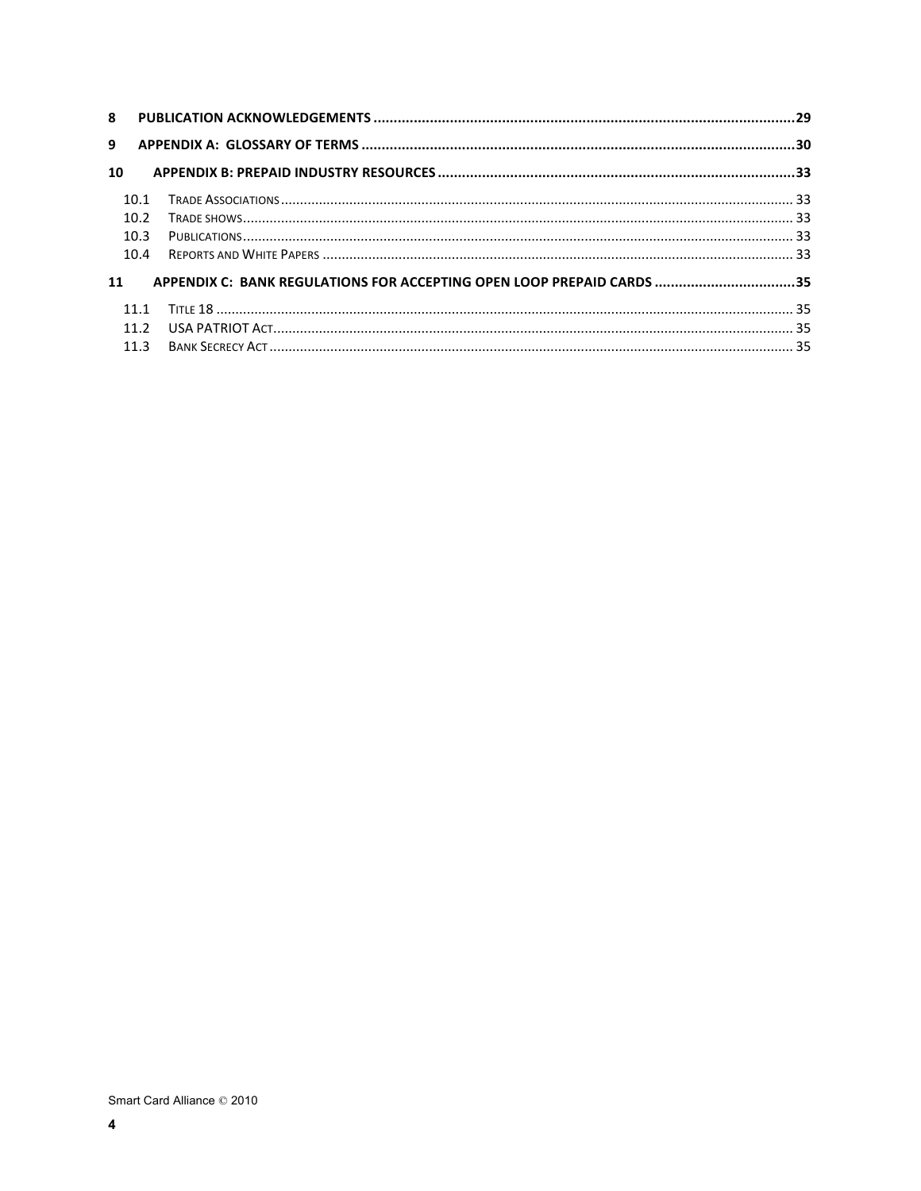8 PUBLICATION ACKNOWLEDGEMENTS .......... 29

9 APPENDIX A: GLOSSARY OF TERMS .......... 30

10 APPENDIX B: PREPAID INDUSTRY RESOURCES .......... 33

- 10.1 TRADE ASSOCIATIONS .......... 33
- 10.2 TRADE SHOWS .......... 33
- 10.3 PUBLICATIONS .......... 33
- 10.4 REPORTS AND WHITE PAPERS .......... 33

11 APPENDIX C: BANK REGULATIONS FOR ACCEPTING OPEN LOOP PREPAID CARDS .......... 35

- 11.1 TITLE 18 .......... 35
- 11.2 USA PATRIOT ACT .......... 35
- 11.3 BANK SECRECY ACT .......... 35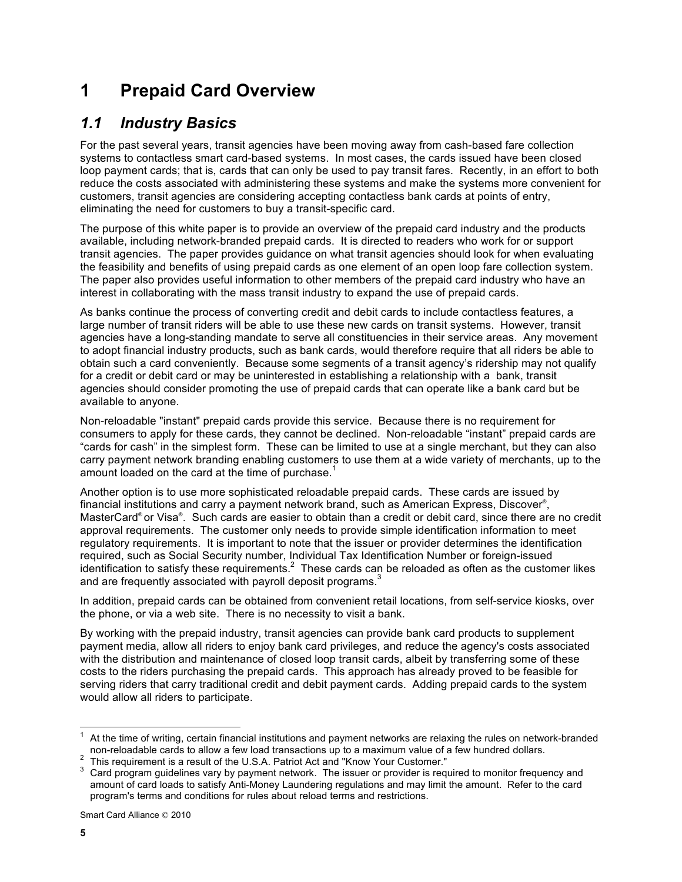# 1 Prepaid Card Overview

## 1.1 Industry Basics

For the past several years, transit agencies have been moving away from cash-based fare collection systems to contactless smart card-based systems. In most cases, the cards issued have been closed loop payment cards; that is, cards that can only be used to pay transit fares. Recently, in an effort to both reduce the costs associated with administering these systems and make the systems more convenient for customers, transit agencies are considering accepting contactless bank cards at points of entry, eliminating the need for customers to buy a transit-specific card.

The purpose of this white paper is to provide an overview of the prepaid card industry and the products available, including network-branded prepaid cards. It is directed to readers who work for or support transit agencies. The paper provides guidance on what transit agencies should look for when evaluating the feasibility and benefits of using prepaid cards as one element of an open loop fare collection system. The paper also provides useful information to other members of the prepaid card industry who have an interest in collaborating with the mass transit industry to expand the use of prepaid cards.

As banks continue the process of converting credit and debit cards to include contactless features, a large number of transit riders will be able to use these new cards on transit systems. However, transit agencies have a long-standing mandate to serve all constituencies in their service areas. Any movement to adopt financial industry products, such as bank cards, would therefore require that all riders be able to obtain such a card conveniently. Because some segments of a transit agency's ridership may not qualify for a credit or debit card or may be uninterested in establishing a relationship with a bank, transit agencies should consider promoting the use of prepaid cards that can operate like a bank card but be available to anyone.

Non-reloadable "instant" prepaid cards provide this service. Because there is no requirement for consumers to apply for these cards, they cannot be declined. Non-reloadable "instant" prepaid cards are "cards for cash" in the simplest form. These can be limited to use at a single merchant, but they can also carry payment network branding enabling customers to use them at a wide variety of merchants, up to the amount loaded on the card at the time of purchase.[1]

Another option is to use more sophisticated reloadable prepaid cards. These cards are issued by financial institutions and carry a payment network brand, such as American Express, Discover®, MasterCard® or Visa®. Such cards are easier to obtain than a credit or debit card, since there are no credit approval requirements. The customer only needs to provide simple identification information to meet regulatory requirements. It is important to note that the issuer or provider determines the identification required, such as Social Security number, Individual Tax Identification Number or foreign-issued identification to satisfy these requirements.[2] These cards can be reloaded as often as the customer likes and are frequently associated with payroll deposit programs.[3]

In addition, prepaid cards can be obtained from convenient retail locations, from self-service kiosks, over the phone, or via a web site. There is no necessity to visit a bank.

By working with the prepaid industry, transit agencies can provide bank card products to supplement payment media, allow all riders to enjoy bank card privileges, and reduce the agency's costs associated with the distribution and maintenance of closed loop transit cards, albeit by transferring some of these costs to the riders purchasing the prepaid cards. This approach has already proved to be feasible for serving riders that carry traditional credit and debit payment cards. Adding prepaid cards to the system would allow all riders to participate.

---

[1] At the time of writing, certain financial institutions and payment networks are relaxing the rules on network-branded non-reloadable cards to allow a few load transactions up to a maximum value of a few hundred dollars.

[2] This requirement is a result of the U.S.A. Patriot Act and "Know Your Customer."

[3] Card program guidelines vary by payment network. The issuer or provider is required to monitor frequency and amount of card loads to satisfy Anti-Money Laundering regulations and may limit the amount. Refer to the card program's terms and conditions for rules about reload terms and restrictions.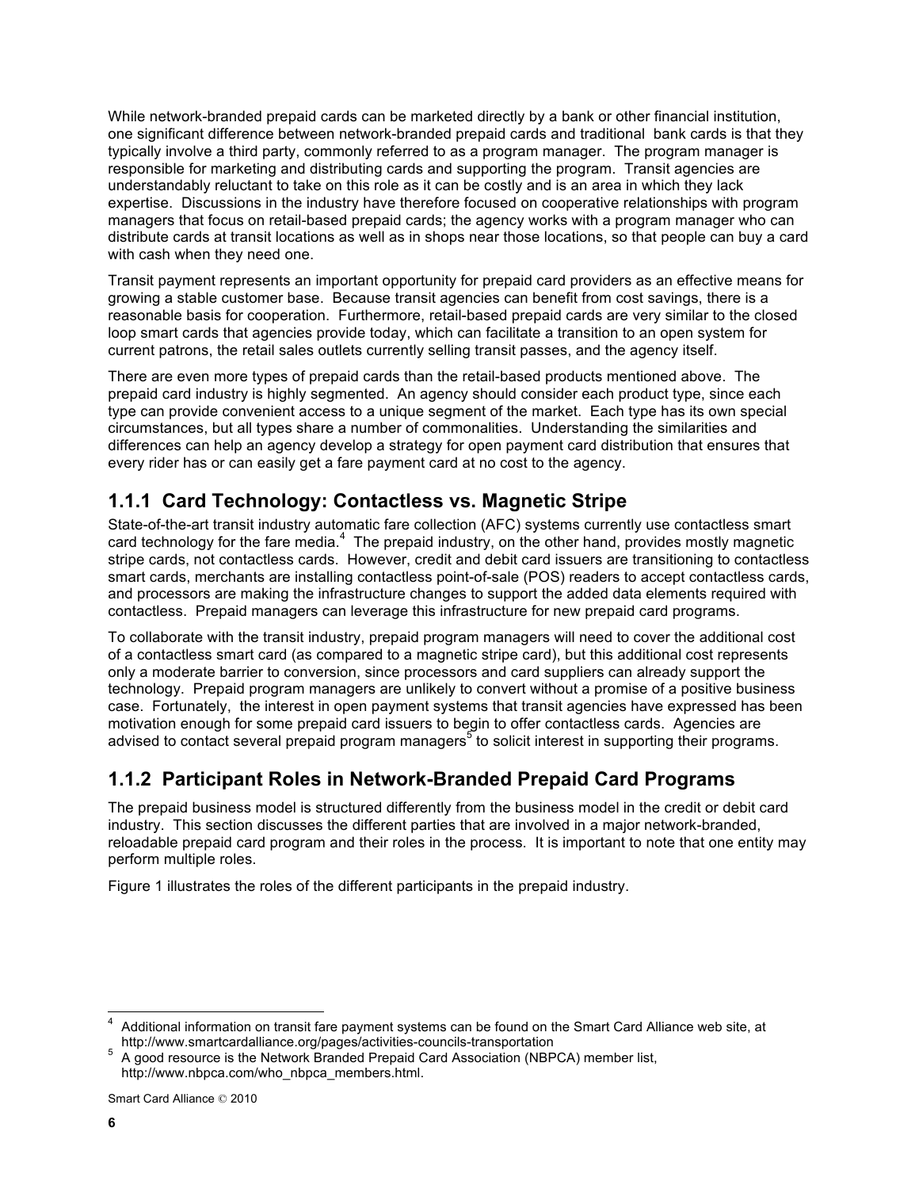While network-branded prepaid cards can be marketed directly by a bank or other financial institution, one significant difference between network-branded prepaid cards and traditional bank cards is that they typically involve a third party, commonly referred to as a program manager. The program manager is responsible for marketing and distributing cards and supporting the program. Transit agencies are understandably reluctant to take on this role as it can be costly and is an area in which they lack expertise. Discussions in the industry have therefore focused on cooperative relationships with program managers that focus on retail-based prepaid cards; the agency works with a program manager who can distribute cards at transit locations as well as in shops near those locations, so that people can buy a card with cash when they need one.

Transit payment represents an important opportunity for prepaid card providers as an effective means for growing a stable customer base. Because transit agencies can benefit from cost savings, there is a reasonable basis for cooperation. Furthermore, retail-based prepaid cards are very similar to the closed loop smart cards that agencies provide today, which can facilitate a transition to an open system for current patrons, the retail sales outlets currently selling transit passes, and the agency itself.

There are even more types of prepaid cards than the retail-based products mentioned above. The prepaid card industry is highly segmented. An agency should consider each product type, since each type can provide convenient access to a unique segment of the market. Each type has its own special circumstances, but all types share a number of commonalities. Understanding the similarities and differences can help an agency develop a strategy for open payment card distribution that ensures that every rider has or can easily get a fare payment card at no cost to the agency.

### 1.1.1 Card Technology: Contactless vs. Magnetic Stripe

State-of-the-art transit industry automatic fare collection (AFC) systems currently use contactless smart card technology for the fare media.[4] The prepaid industry, on the other hand, provides mostly magnetic stripe cards, not contactless cards. However, credit and debit card issuers are transitioning to contactless smart cards, merchants are installing contactless point-of-sale (POS) readers to accept contactless cards, and processors are making the infrastructure changes to support the added data elements required with contactless. Prepaid managers can leverage this infrastructure for new prepaid card programs.

To collaborate with the transit industry, prepaid program managers will need to cover the additional cost of a contactless smart card (as compared to a magnetic stripe card), but this additional cost represents only a moderate barrier to conversion, since processors and card suppliers can already support the technology. Prepaid program managers are unlikely to convert without a promise of a positive business case. Fortunately, the interest in open payment systems that transit agencies have expressed has been motivation enough for some prepaid card issuers to begin to offer contactless cards. Agencies are advised to contact several prepaid program managers[5] to solicit interest in supporting their programs.

### 1.1.2 Participant Roles in Network-Branded Prepaid Card Programs

The prepaid business model is structured differently from the business model in the credit or debit card industry. This section discusses the different parties that are involved in a major network-branded, reloadable prepaid card program and their roles in the process. It is important to note that one entity may perform multiple roles.

Figure 1 illustrates the roles of the different participants in the prepaid industry.

[4] Additional information on transit fare payment systems can be found on the Smart Card Alliance web site, at http://www.smartcardalliance.org/pages/activities-councils-transportation

[5] A good resource is the Network Branded Prepaid Card Association (NBPCA) member list, http://www.nbpca.com/who_nbpca_members.html.

Smart Card Alliance © 2010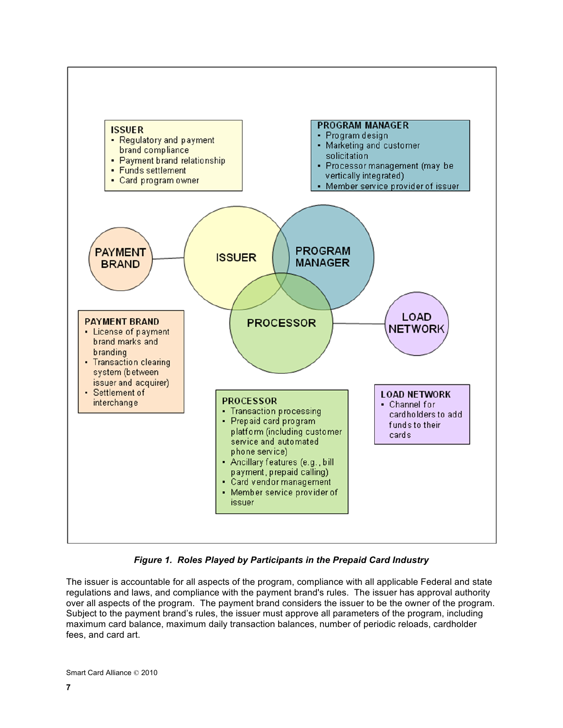ISSUER
- Regulatory and payment brand compliance
- Payment brand relationship
- Funds settlement
- Card program owner

PROGRAM MANAGER
- Program design
- Marketing and customer solicitation
- Processor management (may be vertically integrated)
- Member service provider of issuer

PAYMENT BRAND

ISSUER

PROGRAM MANAGER

PROCESSOR

LOAD NETWORK

PAYMENT BRAND
- License of payment brand marks and branding
- Transaction clearing system (between issuer and acquirer)
- Settlement of interchange

PROCESSOR
- Transaction processing
- Prepaid card program platform (including customer service and automated phone service)
- Ancillary features (e.g., bill payment, prepaid calling)
- Card vendor management
- Member service provider of issuer

LOAD NETWORK
- Channel for cardholders to add funds to their cards

***Figure 1. Roles Played by Participants in the Prepaid Card Industry***

The issuer is accountable for all aspects of the program, compliance with all applicable Federal and state regulations and laws, and compliance with the payment brand's rules. The issuer has approval authority over all aspects of the program. The payment brand considers the issuer to be the owner of the program. Subject to the payment brand's rules, the issuer must approve all parameters of the program, including maximum card balance, maximum daily transaction balances, number of periodic reloads, cardholder fees, and card art.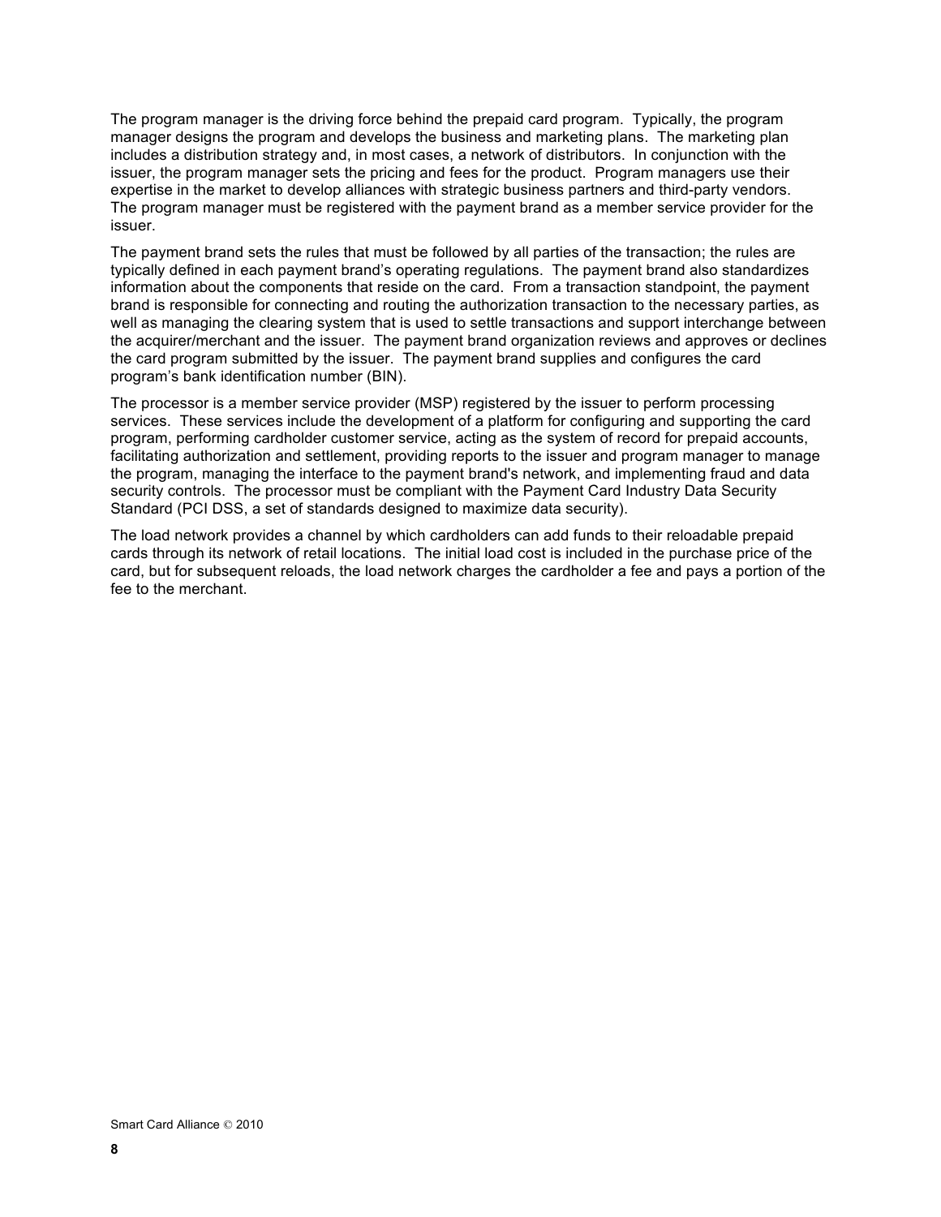The program manager is the driving force behind the prepaid card program. Typically, the program manager designs the program and develops the business and marketing plans. The marketing plan includes a distribution strategy and, in most cases, a network of distributors. In conjunction with the issuer, the program manager sets the pricing and fees for the product. Program managers use their expertise in the market to develop alliances with strategic business partners and third-party vendors. The program manager must be registered with the payment brand as a member service provider for the issuer.

The payment brand sets the rules that must be followed by all parties of the transaction; the rules are typically defined in each payment brand's operating regulations. The payment brand also standardizes information about the components that reside on the card. From a transaction standpoint, the payment brand is responsible for connecting and routing the authorization transaction to the necessary parties, as well as managing the clearing system that is used to settle transactions and support interchange between the acquirer/merchant and the issuer. The payment brand organization reviews and approves or declines the card program submitted by the issuer. The payment brand supplies and configures the card program's bank identification number (BIN).

The processor is a member service provider (MSP) registered by the issuer to perform processing services. These services include the development of a platform for configuring and supporting the card program, performing cardholder customer service, acting as the system of record for prepaid accounts, facilitating authorization and settlement, providing reports to the issuer and program manager to manage the program, managing the interface to the payment brand's network, and implementing fraud and data security controls. The processor must be compliant with the Payment Card Industry Data Security Standard (PCI DSS, a set of standards designed to maximize data security).

The load network provides a channel by which cardholders can add funds to their reloadable prepaid cards through its network of retail locations. The initial load cost is included in the purchase price of the card, but for subsequent reloads, the load network charges the cardholder a fee and pays a portion of the fee to the merchant.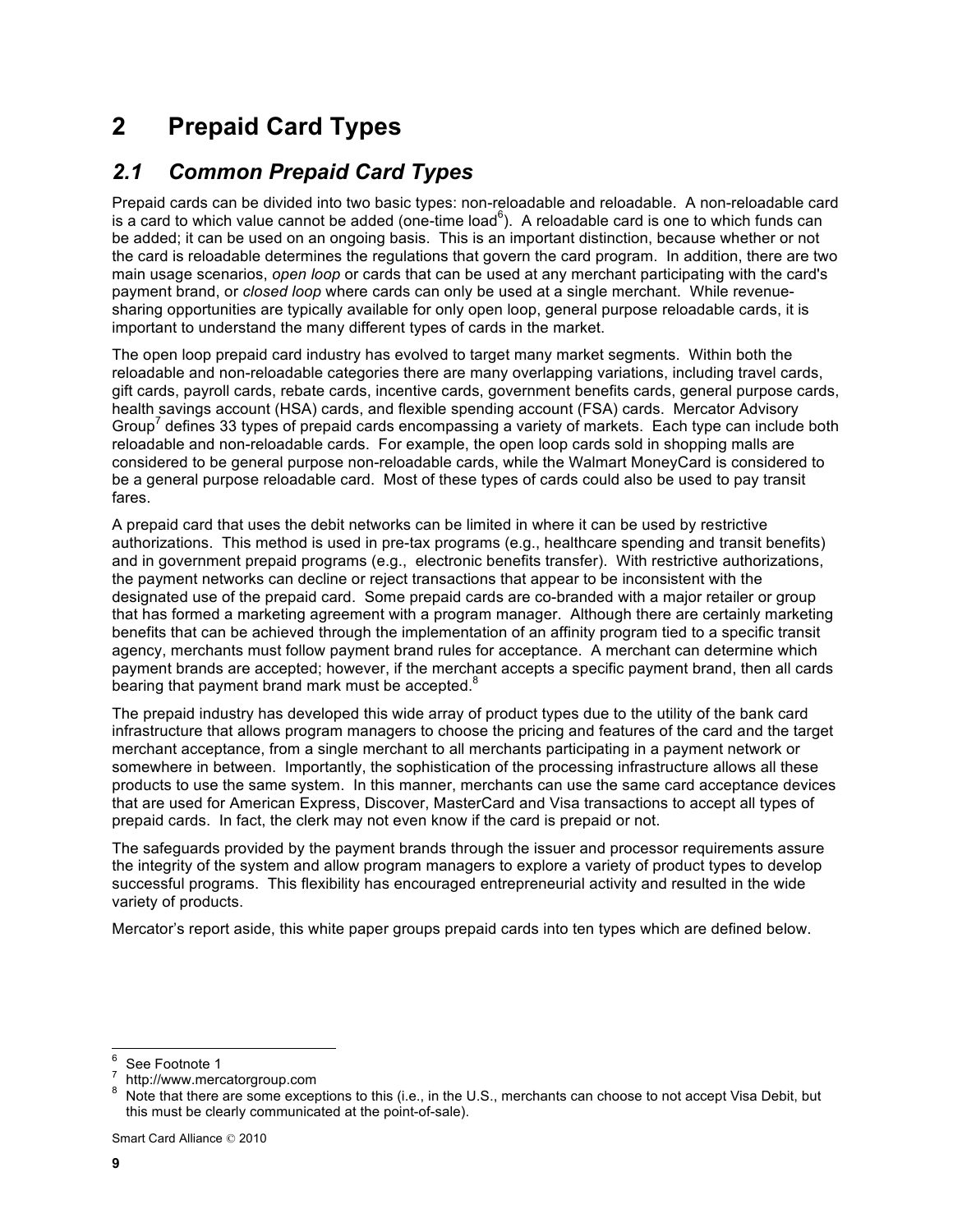# 2 Prepaid Card Types

## 2.1 Common Prepaid Card Types

Prepaid cards can be divided into two basic types: non-reloadable and reloadable. A non-reloadable card is a card to which value cannot be added (one-time load[6]). A reloadable card is one to which funds can be added; it can be used on an ongoing basis. This is an important distinction, because whether or not the card is reloadable determines the regulations that govern the card program. In addition, there are two main usage scenarios, *open loop* or cards that can be used at any merchant participating with the card's payment brand, or *closed loop* where cards can only be used at a single merchant. While revenue-sharing opportunities are typically available for only open loop, general purpose reloadable cards, it is important to understand the many different types of cards in the market.

The open loop prepaid card industry has evolved to target many market segments. Within both the reloadable and non-reloadable categories there are many overlapping variations, including travel cards, gift cards, payroll cards, rebate cards, incentive cards, government benefits cards, general purpose cards, health savings account (HSA) cards, and flexible spending account (FSA) cards. Mercator Advisory Group[7] defines 33 types of prepaid cards encompassing a variety of markets. Each type can include both reloadable and non-reloadable cards. For example, the open loop cards sold in shopping malls are considered to be general purpose non-reloadable cards, while the Walmart MoneyCard is considered to be a general purpose reloadable card. Most of these types of cards could also be used to pay transit fares.

A prepaid card that uses the debit networks can be limited in where it can be used by restrictive authorizations. This method is used in pre-tax programs (e.g., healthcare spending and transit benefits) and in government prepaid programs (e.g., electronic benefits transfer). With restrictive authorizations, the payment networks can decline or reject transactions that appear to be inconsistent with the designated use of the prepaid card. Some prepaid cards are co-branded with a major retailer or group that has formed a marketing agreement with a program manager. Although there are certainly marketing benefits that can be achieved through the implementation of an affinity program tied to a specific transit agency, merchants must follow payment brand rules for acceptance. A merchant can determine which payment brands are accepted; however, if the merchant accepts a specific payment brand, then all cards bearing that payment brand mark must be accepted.[8]

The prepaid industry has developed this wide array of product types due to the utility of the bank card infrastructure that allows program managers to choose the pricing and features of the card and the target merchant acceptance, from a single merchant to all merchants participating in a payment network or somewhere in between. Importantly, the sophistication of the processing infrastructure allows all these products to use the same system. In this manner, merchants can use the same card acceptance devices that are used for American Express, Discover, MasterCard and Visa transactions to accept all types of prepaid cards. In fact, the clerk may not even know if the card is prepaid or not.

The safeguards provided by the payment brands through the issuer and processor requirements assure the integrity of the system and allow program managers to explore a variety of product types to develop successful programs. This flexibility has encouraged entrepreneurial activity and resulted in the wide variety of products.

Mercator's report aside, this white paper groups prepaid cards into ten types which are defined below.

---

[6] See Footnote 1

[7] http://www.mercatorgroup.com

[8] Note that there are some exceptions to this (i.e., in the U.S., merchants can choose to not accept Visa Debit, but this must be clearly communicated at the point-of-sale).

Smart Card Alliance © 2010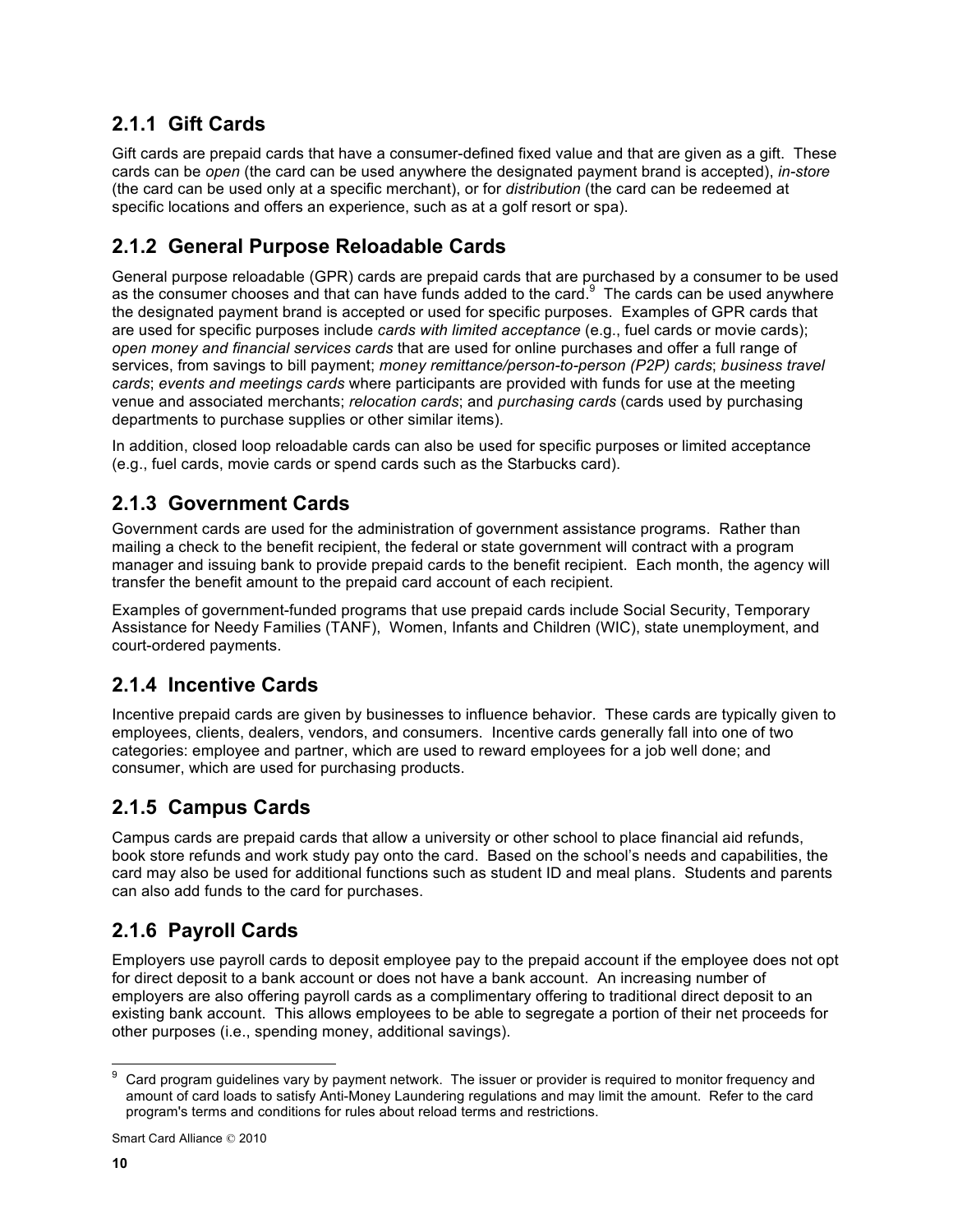### 2.1.1 Gift Cards

Gift cards are prepaid cards that have a consumer-defined fixed value and that are given as a gift. These cards can be *open* (the card can be used anywhere the designated payment brand is accepted), *in-store* (the card can be used only at a specific merchant), or for *distribution* (the card can be redeemed at specific locations and offers an experience, such as at a golf resort or spa).

### 2.1.2 General Purpose Reloadable Cards

General purpose reloadable (GPR) cards are prepaid cards that are purchased by a consumer to be used as the consumer chooses and that can have funds added to the card.[9] The cards can be used anywhere the designated payment brand is accepted or used for specific purposes. Examples of GPR cards that are used for specific purposes include *cards with limited acceptance* (e.g., fuel cards or movie cards); *open money and financial services cards* that are used for online purchases and offer a full range of services, from savings to bill payment; *money remittance/person-to-person (P2P) cards*; *business travel cards*; *events and meetings cards* where participants are provided with funds for use at the meeting venue and associated merchants; *relocation cards*; and *purchasing cards* (cards used by purchasing departments to purchase supplies or other similar items).

In addition, closed loop reloadable cards can also be used for specific purposes or limited acceptance (e.g., fuel cards, movie cards or spend cards such as the Starbucks card).

### 2.1.3 Government Cards

Government cards are used for the administration of government assistance programs. Rather than mailing a check to the benefit recipient, the federal or state government will contract with a program manager and issuing bank to provide prepaid cards to the benefit recipient. Each month, the agency will transfer the benefit amount to the prepaid card account of each recipient.

Examples of government-funded programs that use prepaid cards include Social Security, Temporary Assistance for Needy Families (TANF), Women, Infants and Children (WIC), state unemployment, and court-ordered payments.

### 2.1.4 Incentive Cards

Incentive prepaid cards are given by businesses to influence behavior. These cards are typically given to employees, clients, dealers, vendors, and consumers. Incentive cards generally fall into one of two categories: employee and partner, which are used to reward employees for a job well done; and consumer, which are used for purchasing products.

### 2.1.5 Campus Cards

Campus cards are prepaid cards that allow a university or other school to place financial aid refunds, book store refunds and work study pay onto the card. Based on the school's needs and capabilities, the card may also be used for additional functions such as student ID and meal plans. Students and parents can also add funds to the card for purchases.

### 2.1.6 Payroll Cards

Employers use payroll cards to deposit employee pay to the prepaid account if the employee does not opt for direct deposit to a bank account or does not have a bank account. An increasing number of employers are also offering payroll cards as a complimentary offering to traditional direct deposit to an existing bank account. This allows employees to be able to segregate a portion of their net proceeds for other purposes (i.e., spending money, additional savings).

---

[9] Card program guidelines vary by payment network. The issuer or provider is required to monitor frequency and amount of card loads to satisfy Anti-Money Laundering regulations and may limit the amount. Refer to the card program's terms and conditions for rules about reload terms and restrictions.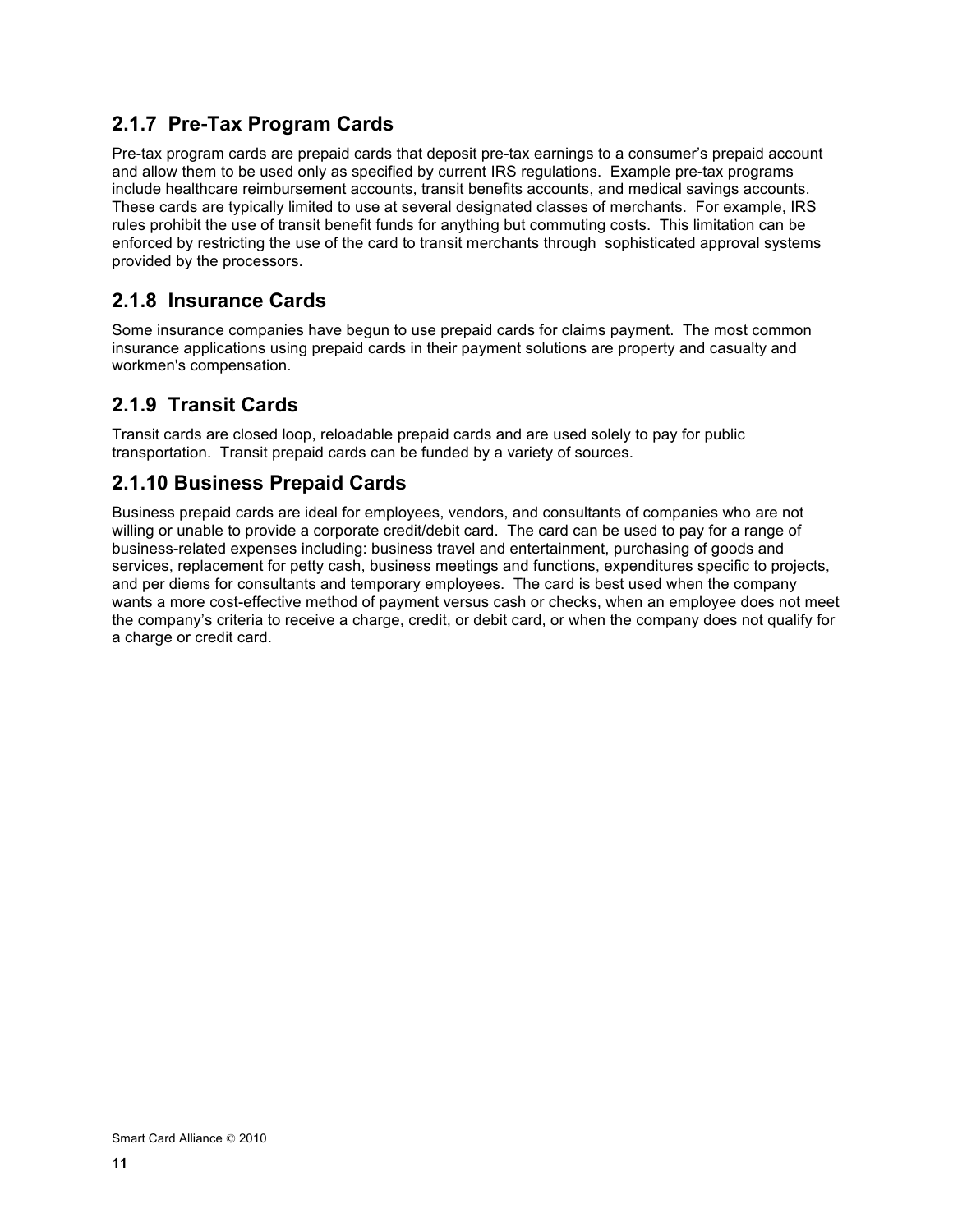### 2.1.7 Pre-Tax Program Cards

Pre-tax program cards are prepaid cards that deposit pre-tax earnings to a consumer's prepaid account and allow them to be used only as specified by current IRS regulations. Example pre-tax programs include healthcare reimbursement accounts, transit benefits accounts, and medical savings accounts. These cards are typically limited to use at several designated classes of merchants. For example, IRS rules prohibit the use of transit benefit funds for anything but commuting costs. This limitation can be enforced by restricting the use of the card to transit merchants through sophisticated approval systems provided by the processors.

### 2.1.8 Insurance Cards

Some insurance companies have begun to use prepaid cards for claims payment. The most common insurance applications using prepaid cards in their payment solutions are property and casualty and workmen's compensation.

### 2.1.9 Transit Cards

Transit cards are closed loop, reloadable prepaid cards and are used solely to pay for public transportation. Transit prepaid cards can be funded by a variety of sources.

### 2.1.10 Business Prepaid Cards

Business prepaid cards are ideal for employees, vendors, and consultants of companies who are not willing or unable to provide a corporate credit/debit card. The card can be used to pay for a range of business-related expenses including: business travel and entertainment, purchasing of goods and services, replacement for petty cash, business meetings and functions, expenditures specific to projects, and per diems for consultants and temporary employees. The card is best used when the company wants a more cost-effective method of payment versus cash or checks, when an employee does not meet the company's criteria to receive a charge, credit, or debit card, or when the company does not qualify for a charge or credit card.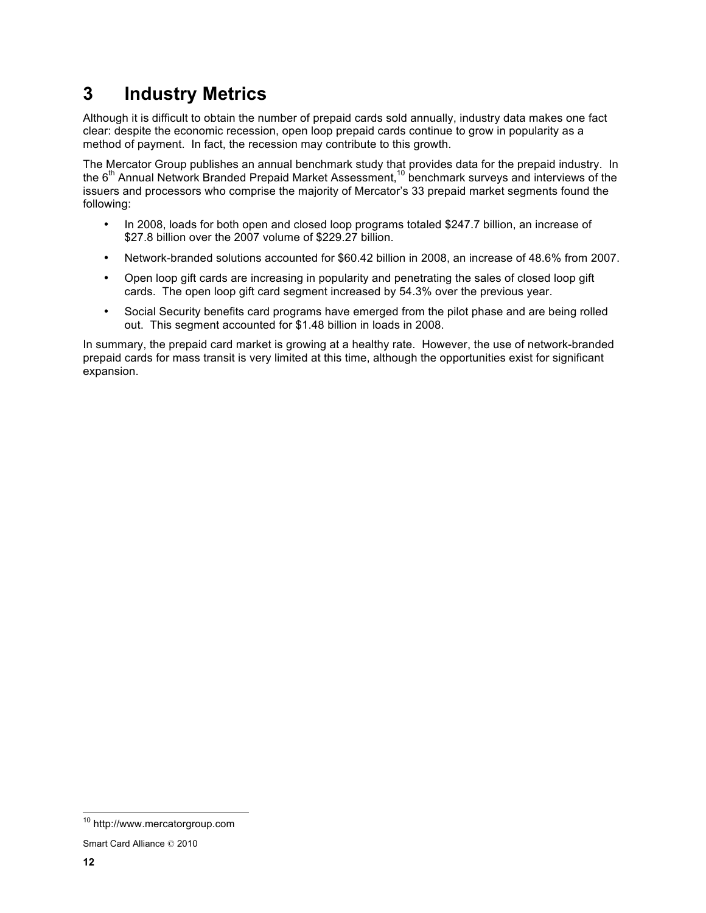# 3 Industry Metrics

Although it is difficult to obtain the number of prepaid cards sold annually, industry data makes one fact clear: despite the economic recession, open loop prepaid cards continue to grow in popularity as a method of payment. In fact, the recession may contribute to this growth.

The Mercator Group publishes an annual benchmark study that provides data for the prepaid industry. In the 6th Annual Network Branded Prepaid Market Assessment,[10] benchmark surveys and interviews of the issuers and processors who comprise the majority of Mercator's 33 prepaid market segments found the following:

- In 2008, loads for both open and closed loop programs totaled $247.7 billion, an increase of $27.8 billion over the 2007 volume of $229.27 billion.
- Network-branded solutions accounted for $60.42 billion in 2008, an increase of 48.6% from 2007.
- Open loop gift cards are increasing in popularity and penetrating the sales of closed loop gift cards. The open loop gift card segment increased by 54.3% over the previous year.
- Social Security benefits card programs have emerged from the pilot phase and are being rolled out. This segment accounted for $1.48 billion in loads in 2008.

In summary, the prepaid card market is growing at a healthy rate. However, the use of network-branded prepaid cards for mass transit is very limited at this time, although the opportunities exist for significant expansion.

[10] http://www.mercatorgroup.com

Smart Card Alliance © 2010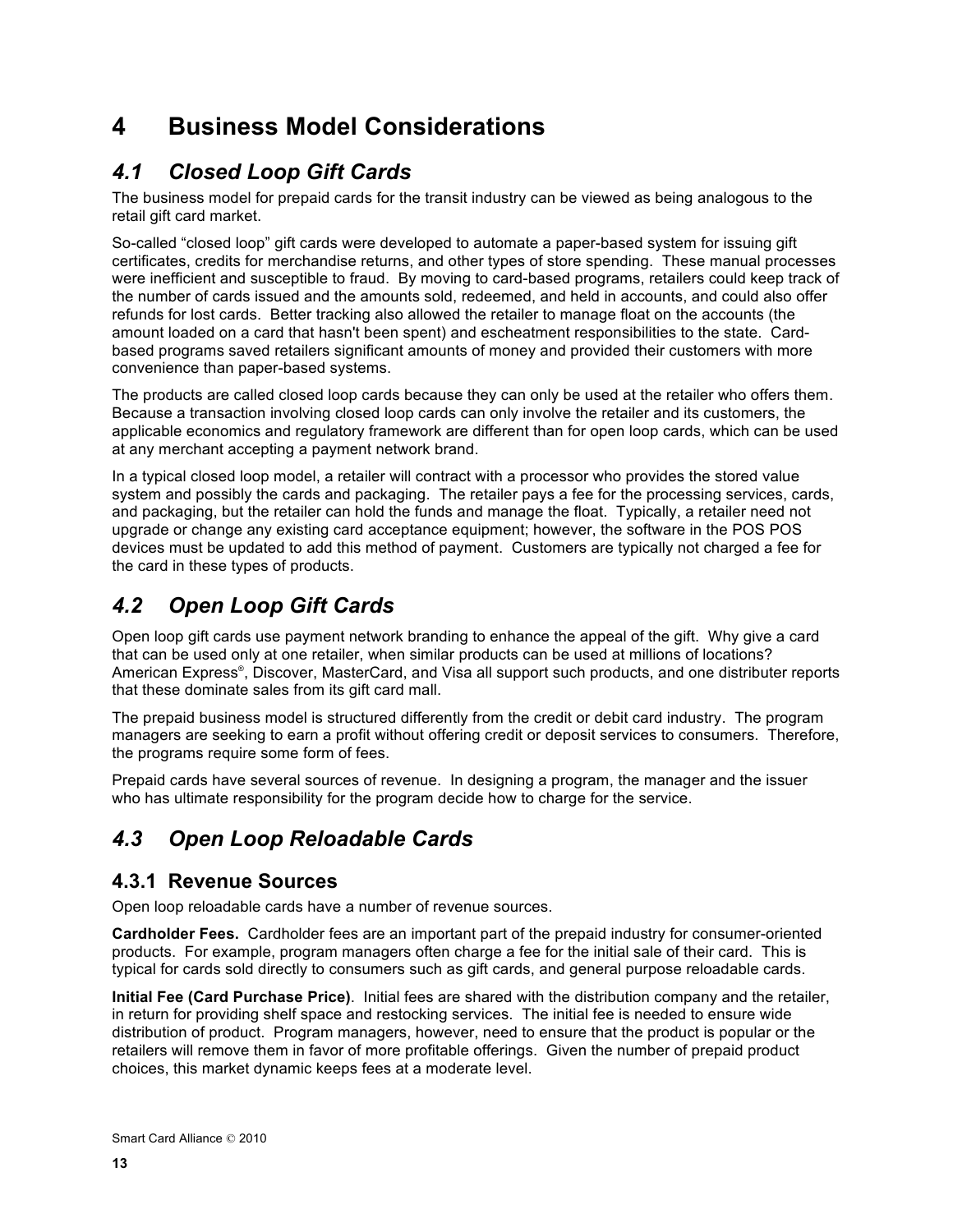# 4 Business Model Considerations

## *4.1 Closed Loop Gift Cards*

The business model for prepaid cards for the transit industry can be viewed as being analogous to the retail gift card market.

So-called "closed loop" gift cards were developed to automate a paper-based system for issuing gift certificates, credits for merchandise returns, and other types of store spending. These manual processes were inefficient and susceptible to fraud. By moving to card-based programs, retailers could keep track of the number of cards issued and the amounts sold, redeemed, and held in accounts, and could also offer refunds for lost cards. Better tracking also allowed the retailer to manage float on the accounts (the amount loaded on a card that hasn't been spent) and escheatment responsibilities to the state. Card-based programs saved retailers significant amounts of money and provided their customers with more convenience than paper-based systems.

The products are called closed loop cards because they can only be used at the retailer who offers them. Because a transaction involving closed loop cards can only involve the retailer and its customers, the applicable economics and regulatory framework are different than for open loop cards, which can be used at any merchant accepting a payment network brand.

In a typical closed loop model, a retailer will contract with a processor who provides the stored value system and possibly the cards and packaging. The retailer pays a fee for the processing services, cards, and packaging, but the retailer can hold the funds and manage the float. Typically, a retailer need not upgrade or change any existing card acceptance equipment; however, the software in the POS POS devices must be updated to add this method of payment. Customers are typically not charged a fee for the card in these types of products.

## *4.2 Open Loop Gift Cards*

Open loop gift cards use payment network branding to enhance the appeal of the gift. Why give a card that can be used only at one retailer, when similar products can be used at millions of locations? American Express®, Discover, MasterCard, and Visa all support such products, and one distributer reports that these dominate sales from its gift card mall.

The prepaid business model is structured differently from the credit or debit card industry. The program managers are seeking to earn a profit without offering credit or deposit services to consumers. Therefore, the programs require some form of fees.

Prepaid cards have several sources of revenue. In designing a program, the manager and the issuer who has ultimate responsibility for the program decide how to charge for the service.

## *4.3 Open Loop Reloadable Cards*

### 4.3.1 Revenue Sources

Open loop reloadable cards have a number of revenue sources.

**Cardholder Fees.** Cardholder fees are an important part of the prepaid industry for consumer-oriented products. For example, program managers often charge a fee for the initial sale of their card. This is typical for cards sold directly to consumers such as gift cards, and general purpose reloadable cards.

**Initial Fee (Card Purchase Price)**. Initial fees are shared with the distribution company and the retailer, in return for providing shelf space and restocking services. The initial fee is needed to ensure wide distribution of product. Program managers, however, need to ensure that the product is popular or the retailers will remove them in favor of more profitable offerings. Given the number of prepaid product choices, this market dynamic keeps fees at a moderate level.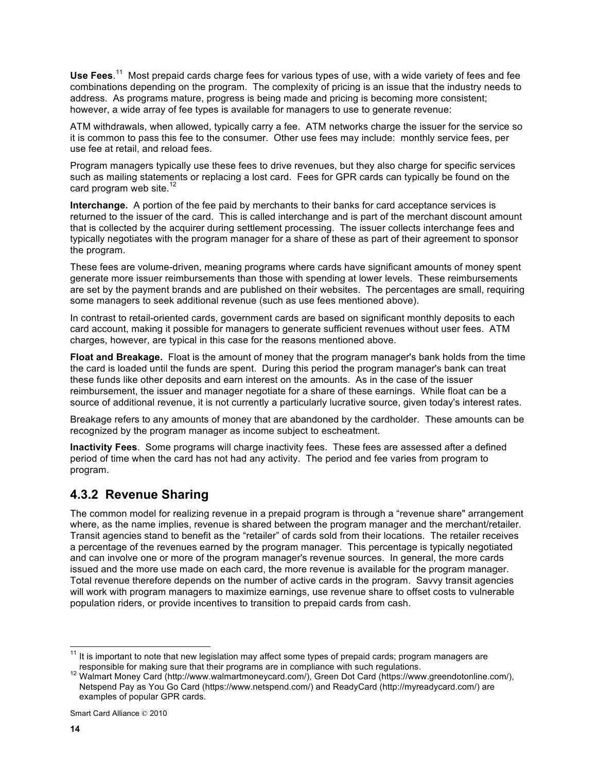**Use Fees**.[11] Most prepaid cards charge fees for various types of use, with a wide variety of fees and fee combinations depending on the program. The complexity of pricing is an issue that the industry needs to address. As programs mature, progress is being made and pricing is becoming more consistent; however, a wide array of fee types is available for managers to use to generate revenue:

ATM withdrawals, when allowed, typically carry a fee. ATM networks charge the issuer for the service so it is common to pass this fee to the consumer. Other use fees may include: monthly service fees, per use fee at retail, and reload fees.

Program managers typically use these fees to drive revenues, but they also charge for specific services such as mailing statements or replacing a lost card. Fees for GPR cards can typically be found on the card program web site.[12]

**Interchange.** A portion of the fee paid by merchants to their banks for card acceptance services is returned to the issuer of the card. This is called interchange and is part of the merchant discount amount that is collected by the acquirer during settlement processing. The issuer collects interchange fees and typically negotiates with the program manager for a share of these as part of their agreement to sponsor the program.

These fees are volume-driven, meaning programs where cards have significant amounts of money spent generate more issuer reimbursements than those with spending at lower levels. These reimbursements are set by the payment brands and are published on their websites. The percentages are small, requiring some managers to seek additional revenue (such as use fees mentioned above).

In contrast to retail-oriented cards, government cards are based on significant monthly deposits to each card account, making it possible for managers to generate sufficient revenues without user fees. ATM charges, however, are typical in this case for the reasons mentioned above.

**Float and Breakage.** Float is the amount of money that the program manager's bank holds from the time the card is loaded until the funds are spent. During this period the program manager's bank can treat these funds like other deposits and earn interest on the amounts. As in the case of the issuer reimbursement, the issuer and manager negotiate for a share of these earnings. While float can be a source of additional revenue, it is not currently a particularly lucrative source, given today's interest rates.

Breakage refers to any amounts of money that are abandoned by the cardholder. These amounts can be recognized by the program manager as income subject to escheatment.

**Inactivity Fees**. Some programs will charge inactivity fees. These fees are assessed after a defined period of time when the card has not had any activity. The period and fee varies from program to program.

## 4.3.2 Revenue Sharing

The common model for realizing revenue in a prepaid program is through a "revenue share" arrangement where, as the name implies, revenue is shared between the program manager and the merchant/retailer. Transit agencies stand to benefit as the "retailer" of cards sold from their locations. The retailer receives a percentage of the revenues earned by the program manager. This percentage is typically negotiated and can involve one or more of the program manager's revenue sources. In general, the more cards issued and the more use made on each card, the more revenue is available for the program manager. Total revenue therefore depends on the number of active cards in the program. Savvy transit agencies will work with program managers to maximize earnings, use revenue share to offset costs to vulnerable population riders, or provide incentives to transition to prepaid cards from cash.

---

[11] It is important to note that new legislation may affect some types of prepaid cards; program managers are responsible for making sure that their programs are in compliance with such regulations.

[12] Walmart Money Card (http://www.walmartmoneycard.com/), Green Dot Card (https://www.greendotonline.com/), Netspend Pay as You Go Card (https://www.netspend.com/) and ReadyCard (http://myreadycard.com/) are examples of popular GPR cards.

Smart Card Alliance © 2010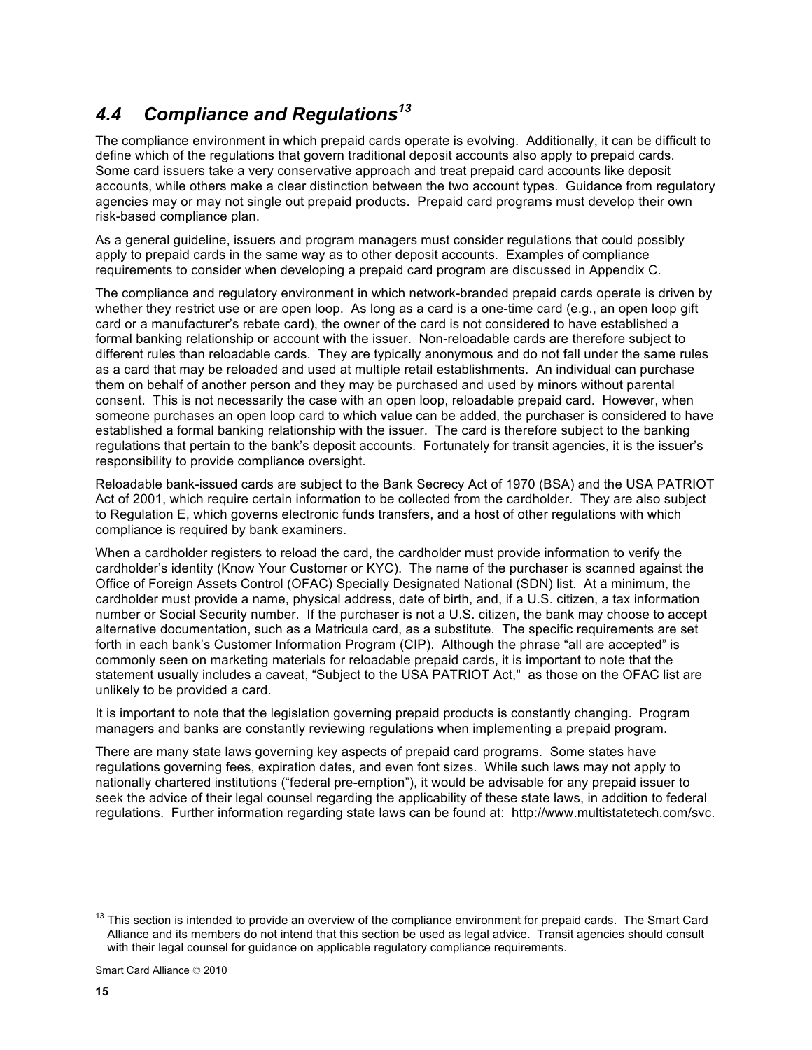## *4.4 Compliance and Regulations*[13]

The compliance environment in which prepaid cards operate is evolving. Additionally, it can be difficult to define which of the regulations that govern traditional deposit accounts also apply to prepaid cards. Some card issuers take a very conservative approach and treat prepaid card accounts like deposit accounts, while others make a clear distinction between the two account types. Guidance from regulatory agencies may or may not single out prepaid products. Prepaid card programs must develop their own risk-based compliance plan.

As a general guideline, issuers and program managers must consider regulations that could possibly apply to prepaid cards in the same way as to other deposit accounts. Examples of compliance requirements to consider when developing a prepaid card program are discussed in Appendix C.

The compliance and regulatory environment in which network-branded prepaid cards operate is driven by whether they restrict use or are open loop. As long as a card is a one-time card (e.g., an open loop gift card or a manufacturer's rebate card), the owner of the card is not considered to have established a formal banking relationship or account with the issuer. Non-reloadable cards are therefore subject to different rules than reloadable cards. They are typically anonymous and do not fall under the same rules as a card that may be reloaded and used at multiple retail establishments. An individual can purchase them on behalf of another person and they may be purchased and used by minors without parental consent. This is not necessarily the case with an open loop, reloadable prepaid card. However, when someone purchases an open loop card to which value can be added, the purchaser is considered to have established a formal banking relationship with the issuer. The card is therefore subject to the banking regulations that pertain to the bank's deposit accounts. Fortunately for transit agencies, it is the issuer's responsibility to provide compliance oversight.

Reloadable bank-issued cards are subject to the Bank Secrecy Act of 1970 (BSA) and the USA PATRIOT Act of 2001, which require certain information to be collected from the cardholder. They are also subject to Regulation E, which governs electronic funds transfers, and a host of other regulations with which compliance is required by bank examiners.

When a cardholder registers to reload the card, the cardholder must provide information to verify the cardholder's identity (Know Your Customer or KYC). The name of the purchaser is scanned against the Office of Foreign Assets Control (OFAC) Specially Designated National (SDN) list. At a minimum, the cardholder must provide a name, physical address, date of birth, and, if a U.S. citizen, a tax information number or Social Security number. If the purchaser is not a U.S. citizen, the bank may choose to accept alternative documentation, such as a Matricula card, as a substitute. The specific requirements are set forth in each bank's Customer Information Program (CIP). Although the phrase "all are accepted" is commonly seen on marketing materials for reloadable prepaid cards, it is important to note that the statement usually includes a caveat, "Subject to the USA PATRIOT Act," as those on the OFAC list are unlikely to be provided a card.

It is important to note that the legislation governing prepaid products is constantly changing. Program managers and banks are constantly reviewing regulations when implementing a prepaid program.

There are many state laws governing key aspects of prepaid card programs. Some states have regulations governing fees, expiration dates, and even font sizes. While such laws may not apply to nationally chartered institutions ("federal pre-emption"), it would be advisable for any prepaid issuer to seek the advice of their legal counsel regarding the applicability of these state laws, in addition to federal regulations. Further information regarding state laws can be found at: http://www.multistatetech.com/svc.

---

[13] This section is intended to provide an overview of the compliance environment for prepaid cards. The Smart Card Alliance and its members do not intend that this section be used as legal advice. Transit agencies should consult with their legal counsel for guidance on applicable regulatory compliance requirements.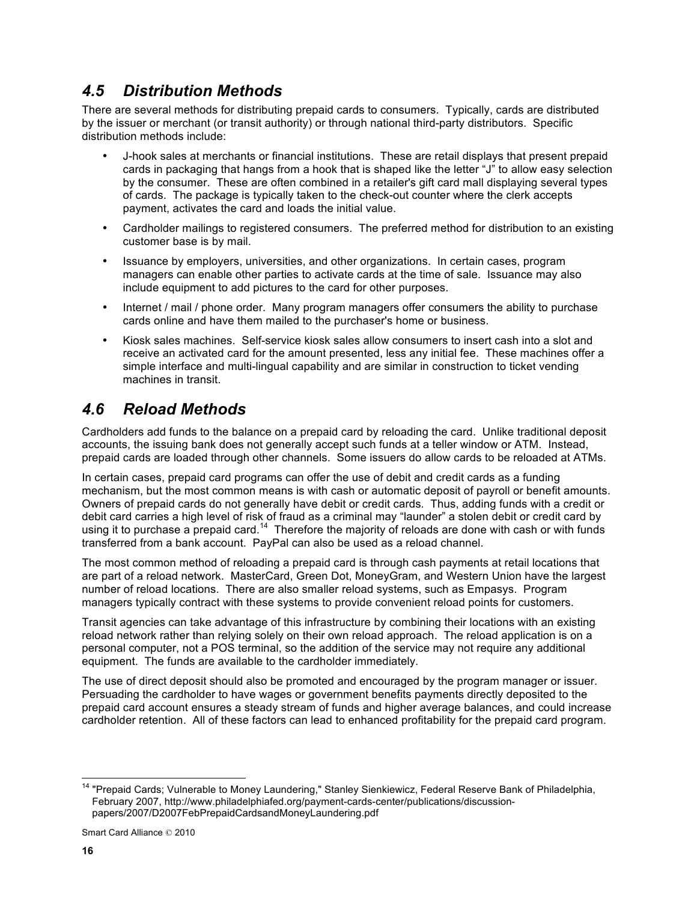## *4.5 Distribution Methods*

There are several methods for distributing prepaid cards to consumers. Typically, cards are distributed by the issuer or merchant (or transit authority) or through national third-party distributors. Specific distribution methods include:

- J-hook sales at merchants or financial institutions. These are retail displays that present prepaid cards in packaging that hangs from a hook that is shaped like the letter "J" to allow easy selection by the consumer. These are often combined in a retailer's gift card mall displaying several types of cards. The package is typically taken to the check-out counter where the clerk accepts payment, activates the card and loads the initial value.
- Cardholder mailings to registered consumers. The preferred method for distribution to an existing customer base is by mail.
- Issuance by employers, universities, and other organizations. In certain cases, program managers can enable other parties to activate cards at the time of sale. Issuance may also include equipment to add pictures to the card for other purposes.
- Internet / mail / phone order. Many program managers offer consumers the ability to purchase cards online and have them mailed to the purchaser's home or business.
- Kiosk sales machines. Self-service kiosk sales allow consumers to insert cash into a slot and receive an activated card for the amount presented, less any initial fee. These machines offer a simple interface and multi-lingual capability and are similar in construction to ticket vending machines in transit.

## *4.6 Reload Methods*

Cardholders add funds to the balance on a prepaid card by reloading the card. Unlike traditional deposit accounts, the issuing bank does not generally accept such funds at a teller window or ATM. Instead, prepaid cards are loaded through other channels. Some issuers do allow cards to be reloaded at ATMs.

In certain cases, prepaid card programs can offer the use of debit and credit cards as a funding mechanism, but the most common means is with cash or automatic deposit of payroll or benefit amounts. Owners of prepaid cards do not generally have debit or credit cards. Thus, adding funds with a credit or debit card carries a high level of risk of fraud as a criminal may "launder" a stolen debit or credit card by using it to purchase a prepaid card.[14] Therefore the majority of reloads are done with cash or with funds transferred from a bank account. PayPal can also be used as a reload channel.

The most common method of reloading a prepaid card is through cash payments at retail locations that are part of a reload network. MasterCard, Green Dot, MoneyGram, and Western Union have the largest number of reload locations. There are also smaller reload systems, such as Empasys. Program managers typically contract with these systems to provide convenient reload points for customers.

Transit agencies can take advantage of this infrastructure by combining their locations with an existing reload network rather than relying solely on their own reload approach. The reload application is on a personal computer, not a POS terminal, so the addition of the service may not require any additional equipment. The funds are available to the cardholder immediately.

The use of direct deposit should also be promoted and encouraged by the program manager or issuer. Persuading the cardholder to have wages or government benefits payments directly deposited to the prepaid card account ensures a steady stream of funds and higher average balances, and could increase cardholder retention. All of these factors can lead to enhanced profitability for the prepaid card program.

---

[14] "Prepaid Cards; Vulnerable to Money Laundering," Stanley Sienkiewicz, Federal Reserve Bank of Philadelphia, February 2007, http://www.philadelphiafed.org/payment-cards-center/publications/discussion-papers/2007/D2007FebPrepaidCardsandMoneyLaundering.pdf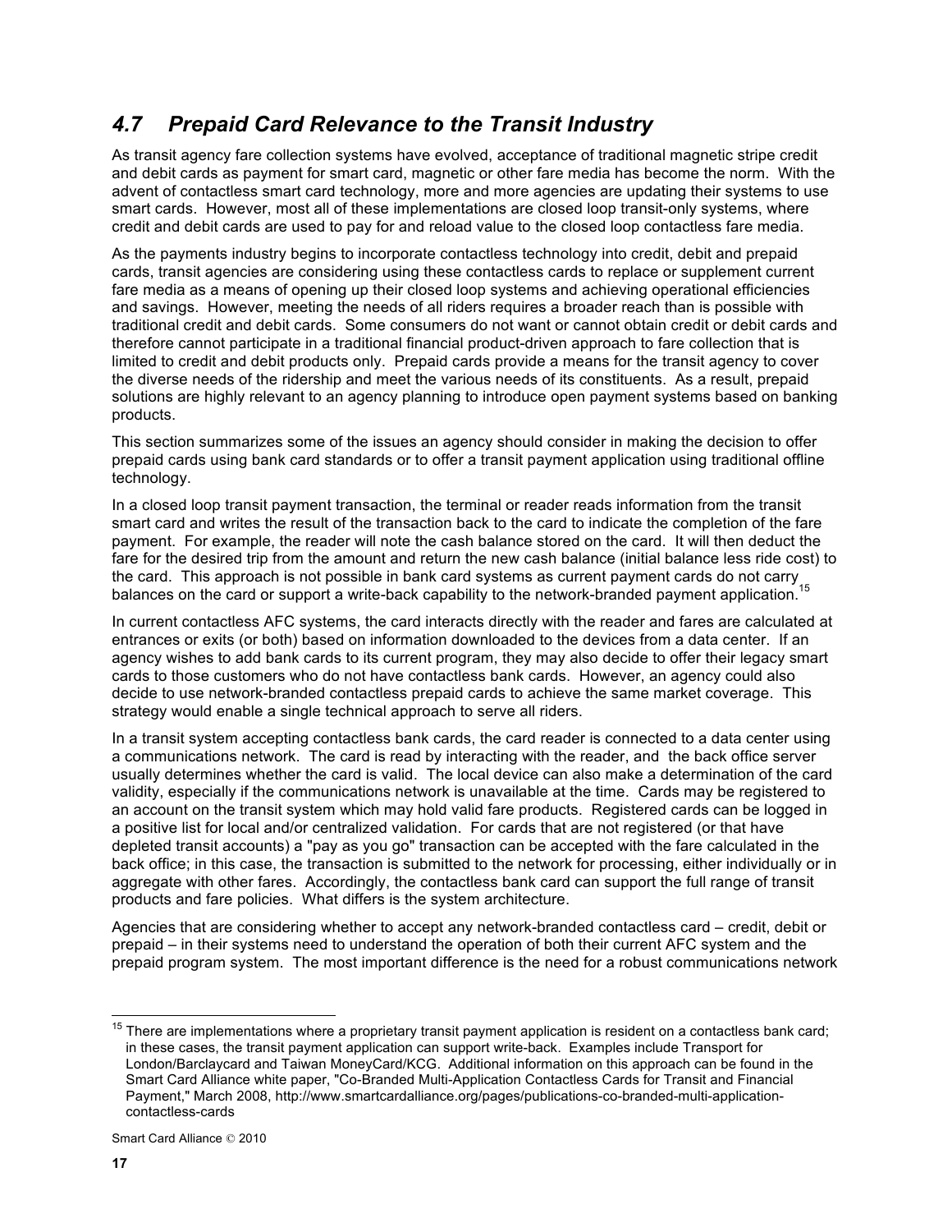## *4.7 Prepaid Card Relevance to the Transit Industry*

As transit agency fare collection systems have evolved, acceptance of traditional magnetic stripe credit and debit cards as payment for smart card, magnetic or other fare media has become the norm. With the advent of contactless smart card technology, more and more agencies are updating their systems to use smart cards. However, most all of these implementations are closed loop transit-only systems, where credit and debit cards are used to pay for and reload value to the closed loop contactless fare media.

As the payments industry begins to incorporate contactless technology into credit, debit and prepaid cards, transit agencies are considering using these contactless cards to replace or supplement current fare media as a means of opening up their closed loop systems and achieving operational efficiencies and savings. However, meeting the needs of all riders requires a broader reach than is possible with traditional credit and debit cards. Some consumers do not want or cannot obtain credit or debit cards and therefore cannot participate in a traditional financial product-driven approach to fare collection that is limited to credit and debit products only. Prepaid cards provide a means for the transit agency to cover the diverse needs of the ridership and meet the various needs of its constituents. As a result, prepaid solutions are highly relevant to an agency planning to introduce open payment systems based on banking products.

This section summarizes some of the issues an agency should consider in making the decision to offer prepaid cards using bank card standards or to offer a transit payment application using traditional offline technology.

In a closed loop transit payment transaction, the terminal or reader reads information from the transit smart card and writes the result of the transaction back to the card to indicate the completion of the fare payment. For example, the reader will note the cash balance stored on the card. It will then deduct the fare for the desired trip from the amount and return the new cash balance (initial balance less ride cost) to the card. This approach is not possible in bank card systems as current payment cards do not carry balances on the card or support a write-back capability to the network-branded payment application.[15]

In current contactless AFC systems, the card interacts directly with the reader and fares are calculated at entrances or exits (or both) based on information downloaded to the devices from a data center. If an agency wishes to add bank cards to its current program, they may also decide to offer their legacy smart cards to those customers who do not have contactless bank cards. However, an agency could also decide to use network-branded contactless prepaid cards to achieve the same market coverage. This strategy would enable a single technical approach to serve all riders.

In a transit system accepting contactless bank cards, the card reader is connected to a data center using a communications network. The card is read by interacting with the reader, and the back office server usually determines whether the card is valid. The local device can also make a determination of the card validity, especially if the communications network is unavailable at the time. Cards may be registered to an account on the transit system which may hold valid fare products. Registered cards can be logged in a positive list for local and/or centralized validation. For cards that are not registered (or that have depleted transit accounts) a "pay as you go" transaction can be accepted with the fare calculated in the back office; in this case, the transaction is submitted to the network for processing, either individually or in aggregate with other fares. Accordingly, the contactless bank card can support the full range of transit products and fare policies. What differs is the system architecture.

Agencies that are considering whether to accept any network-branded contactless card – credit, debit or prepaid – in their systems need to understand the operation of both their current AFC system and the prepaid program system. The most important difference is the need for a robust communications network

[15] There are implementations where a proprietary transit payment application is resident on a contactless bank card; in these cases, the transit payment application can support write-back. Examples include Transport for London/Barclaycard and Taiwan MoneyCard/KCG. Additional information on this approach can be found in the Smart Card Alliance white paper, "Co-Branded Multi-Application Contactless Cards for Transit and Financial Payment," March 2008, http://www.smartcardalliance.org/pages/publications-co-branded-multi-application-contactless-cards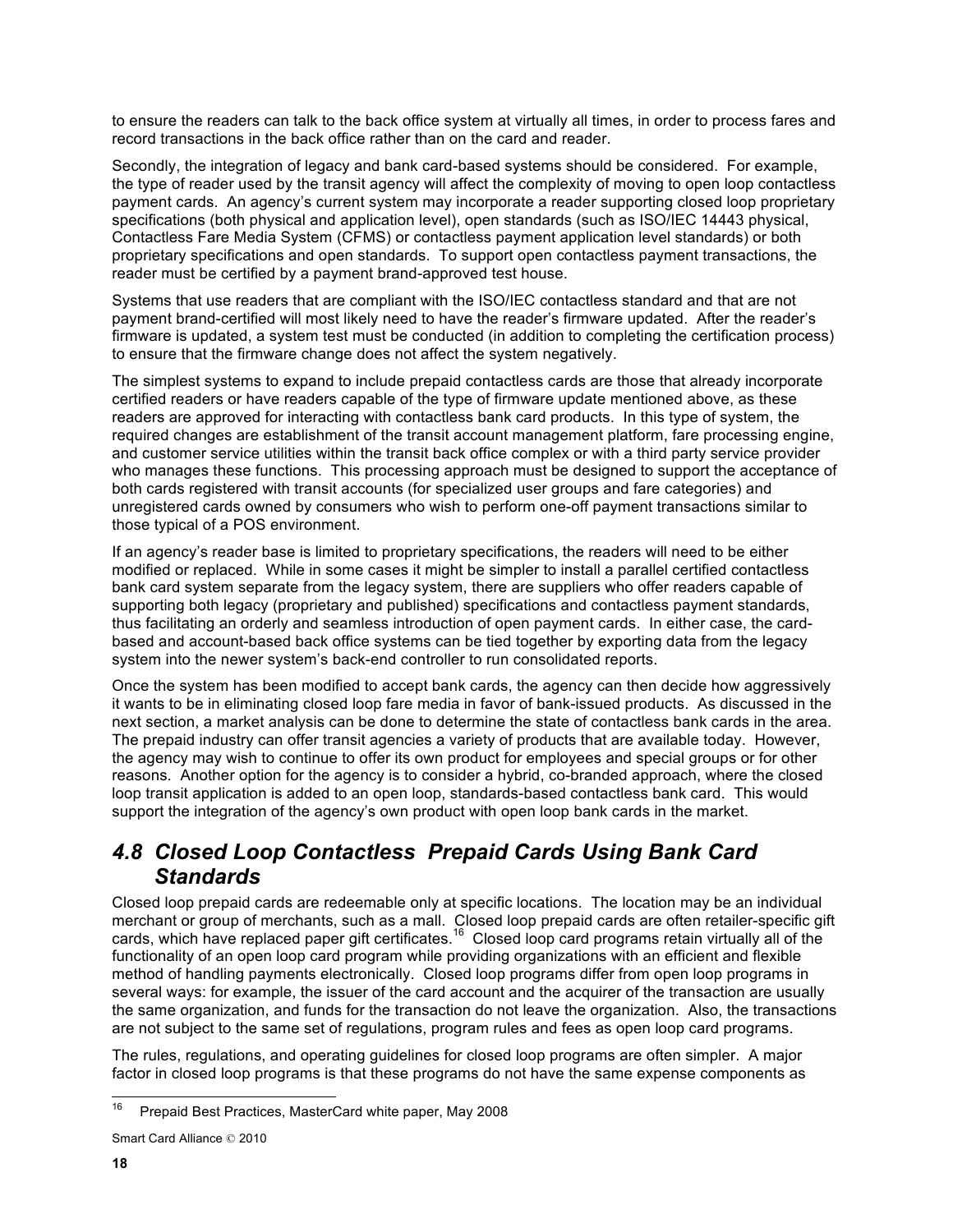to ensure the readers can talk to the back office system at virtually all times, in order to process fares and record transactions in the back office rather than on the card and reader.

Secondly, the integration of legacy and bank card-based systems should be considered. For example, the type of reader used by the transit agency will affect the complexity of moving to open loop contactless payment cards. An agency's current system may incorporate a reader supporting closed loop proprietary specifications (both physical and application level), open standards (such as ISO/IEC 14443 physical, Contactless Fare Media System (CFMS) or contactless payment application level standards) or both proprietary specifications and open standards. To support open contactless payment transactions, the reader must be certified by a payment brand-approved test house.

Systems that use readers that are compliant with the ISO/IEC contactless standard and that are not payment brand-certified will most likely need to have the reader's firmware updated. After the reader's firmware is updated, a system test must be conducted (in addition to completing the certification process) to ensure that the firmware change does not affect the system negatively.

The simplest systems to expand to include prepaid contactless cards are those that already incorporate certified readers or have readers capable of the type of firmware update mentioned above, as these readers are approved for interacting with contactless bank card products. In this type of system, the required changes are establishment of the transit account management platform, fare processing engine, and customer service utilities within the transit back office complex or with a third party service provider who manages these functions. This processing approach must be designed to support the acceptance of both cards registered with transit accounts (for specialized user groups and fare categories) and unregistered cards owned by consumers who wish to perform one-off payment transactions similar to those typical of a POS environment.

If an agency's reader base is limited to proprietary specifications, the readers will need to be either modified or replaced. While in some cases it might be simpler to install a parallel certified contactless bank card system separate from the legacy system, there are suppliers who offer readers capable of supporting both legacy (proprietary and published) specifications and contactless payment standards, thus facilitating an orderly and seamless introduction of open payment cards. In either case, the card-based and account-based back office systems can be tied together by exporting data from the legacy system into the newer system's back-end controller to run consolidated reports.

Once the system has been modified to accept bank cards, the agency can then decide how aggressively it wants to be in eliminating closed loop fare media in favor of bank-issued products. As discussed in the next section, a market analysis can be done to determine the state of contactless bank cards in the area. The prepaid industry can offer transit agencies a variety of products that are available today. However, the agency may wish to continue to offer its own product for employees and special groups or for other reasons. Another option for the agency is to consider a hybrid, co-branded approach, where the closed loop transit application is added to an open loop, standards-based contactless bank card. This would support the integration of the agency's own product with open loop bank cards in the market.

## *4.8 Closed Loop Contactless Prepaid Cards Using Bank Card Standards*

Closed loop prepaid cards are redeemable only at specific locations. The location may be an individual merchant or group of merchants, such as a mall. Closed loop prepaid cards are often retailer-specific gift cards, which have replaced paper gift certificates.[16] Closed loop card programs retain virtually all of the functionality of an open loop card program while providing organizations with an efficient and flexible method of handling payments electronically. Closed loop programs differ from open loop programs in several ways: for example, the issuer of the card account and the acquirer of the transaction are usually the same organization, and funds for the transaction do not leave the organization. Also, the transactions are not subject to the same set of regulations, program rules and fees as open loop card programs.

The rules, regulations, and operating guidelines for closed loop programs are often simpler. A major factor in closed loop programs is that these programs do not have the same expense components as

[16] Prepaid Best Practices, MasterCard white paper, May 2008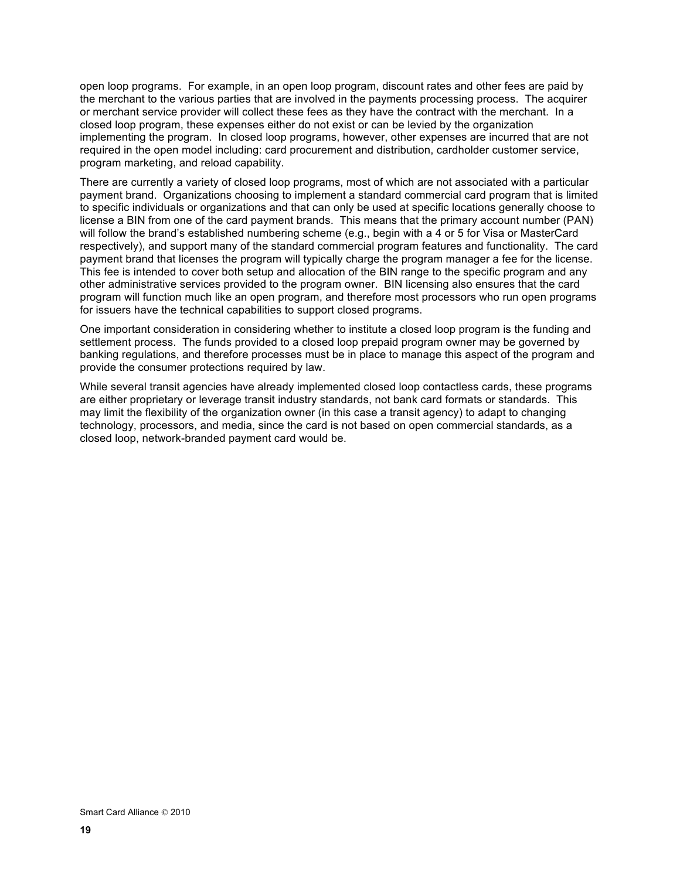open loop programs. For example, in an open loop program, discount rates and other fees are paid by the merchant to the various parties that are involved in the payments processing process. The acquirer or merchant service provider will collect these fees as they have the contract with the merchant. In a closed loop program, these expenses either do not exist or can be levied by the organization implementing the program. In closed loop programs, however, other expenses are incurred that are not required in the open model including: card procurement and distribution, cardholder customer service, program marketing, and reload capability.

There are currently a variety of closed loop programs, most of which are not associated with a particular payment brand. Organizations choosing to implement a standard commercial card program that is limited to specific individuals or organizations and that can only be used at specific locations generally choose to license a BIN from one of the card payment brands. This means that the primary account number (PAN) will follow the brand's established numbering scheme (e.g., begin with a 4 or 5 for Visa or MasterCard respectively), and support many of the standard commercial program features and functionality. The card payment brand that licenses the program will typically charge the program manager a fee for the license. This fee is intended to cover both setup and allocation of the BIN range to the specific program and any other administrative services provided to the program owner. BIN licensing also ensures that the card program will function much like an open program, and therefore most processors who run open programs for issuers have the technical capabilities to support closed programs.

One important consideration in considering whether to institute a closed loop program is the funding and settlement process. The funds provided to a closed loop prepaid program owner may be governed by banking regulations, and therefore processes must be in place to manage this aspect of the program and provide the consumer protections required by law.

While several transit agencies have already implemented closed loop contactless cards, these programs are either proprietary or leverage transit industry standards, not bank card formats or standards. This may limit the flexibility of the organization owner (in this case a transit agency) to adapt to changing technology, processors, and media, since the card is not based on open commercial standards, as a closed loop, network-branded payment card would be.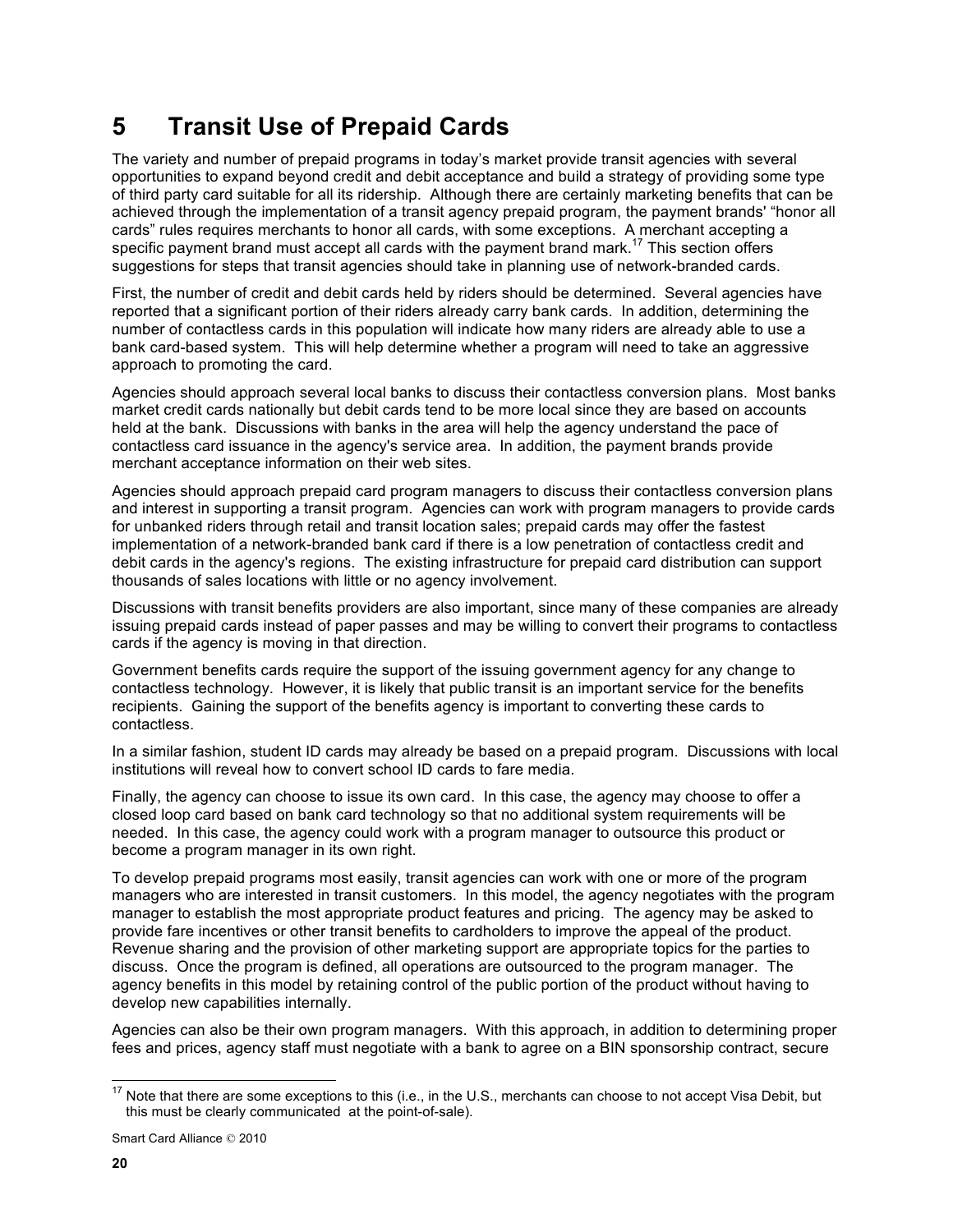# 5 Transit Use of Prepaid Cards

The variety and number of prepaid programs in today's market provide transit agencies with several opportunities to expand beyond credit and debit acceptance and build a strategy of providing some type of third party card suitable for all its ridership. Although there are certainly marketing benefits that can be achieved through the implementation of a transit agency prepaid program, the payment brands' "honor all cards" rules requires merchants to honor all cards, with some exceptions. A merchant accepting a specific payment brand must accept all cards with the payment brand mark.[17] This section offers suggestions for steps that transit agencies should take in planning use of network-branded cards.

First, the number of credit and debit cards held by riders should be determined. Several agencies have reported that a significant portion of their riders already carry bank cards. In addition, determining the number of contactless cards in this population will indicate how many riders are already able to use a bank card-based system. This will help determine whether a program will need to take an aggressive approach to promoting the card.

Agencies should approach several local banks to discuss their contactless conversion plans. Most banks market credit cards nationally but debit cards tend to be more local since they are based on accounts held at the bank. Discussions with banks in the area will help the agency understand the pace of contactless card issuance in the agency's service area. In addition, the payment brands provide merchant acceptance information on their web sites.

Agencies should approach prepaid card program managers to discuss their contactless conversion plans and interest in supporting a transit program. Agencies can work with program managers to provide cards for unbanked riders through retail and transit location sales; prepaid cards may offer the fastest implementation of a network-branded bank card if there is a low penetration of contactless credit and debit cards in the agency's regions. The existing infrastructure for prepaid card distribution can support thousands of sales locations with little or no agency involvement.

Discussions with transit benefits providers are also important, since many of these companies are already issuing prepaid cards instead of paper passes and may be willing to convert their programs to contactless cards if the agency is moving in that direction.

Government benefits cards require the support of the issuing government agency for any change to contactless technology. However, it is likely that public transit is an important service for the benefits recipients. Gaining the support of the benefits agency is important to converting these cards to contactless.

In a similar fashion, student ID cards may already be based on a prepaid program. Discussions with local institutions will reveal how to convert school ID cards to fare media.

Finally, the agency can choose to issue its own card. In this case, the agency may choose to offer a closed loop card based on bank card technology so that no additional system requirements will be needed. In this case, the agency could work with a program manager to outsource this product or become a program manager in its own right.

To develop prepaid programs most easily, transit agencies can work with one or more of the program managers who are interested in transit customers. In this model, the agency negotiates with the program manager to establish the most appropriate product features and pricing. The agency may be asked to provide fare incentives or other transit benefits to cardholders to improve the appeal of the product. Revenue sharing and the provision of other marketing support are appropriate topics for the parties to discuss. Once the program is defined, all operations are outsourced to the program manager. The agency benefits in this model by retaining control of the public portion of the product without having to develop new capabilities internally.

Agencies can also be their own program managers. With this approach, in addition to determining proper fees and prices, agency staff must negotiate with a bank to agree on a BIN sponsorship contract, secure

[17] Note that there are some exceptions to this (i.e., in the U.S., merchants can choose to not accept Visa Debit, but this must be clearly communicated at the point-of-sale).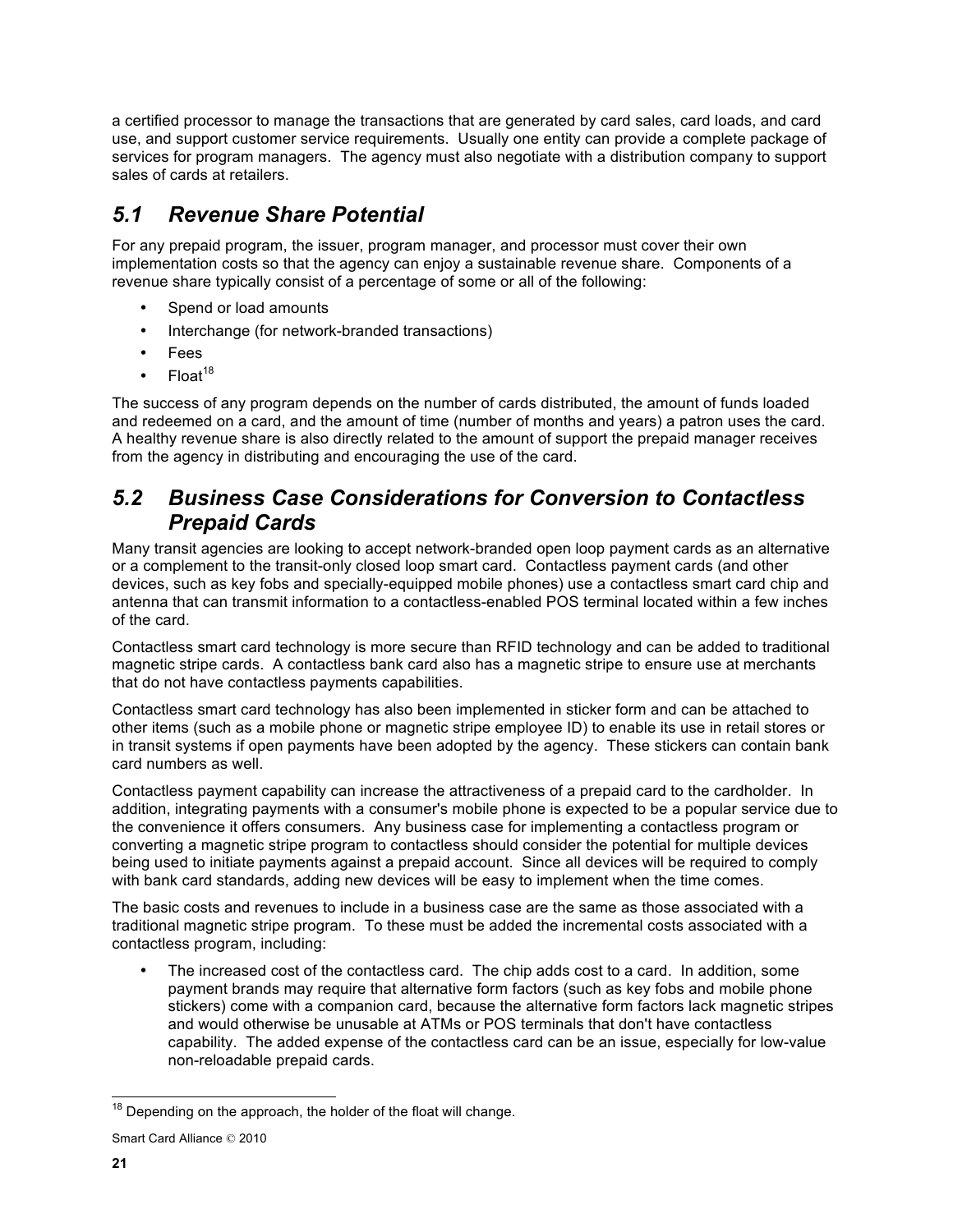a certified processor to manage the transactions that are generated by card sales, card loads, and card use, and support customer service requirements. Usually one entity can provide a complete package of services for program managers. The agency must also negotiate with a distribution company to support sales of cards at retailers.

## *5.1 Revenue Share Potential*

For any prepaid program, the issuer, program manager, and processor must cover their own implementation costs so that the agency can enjoy a sustainable revenue share. Components of a revenue share typically consist of a percentage of some or all of the following:

- Spend or load amounts
- Interchange (for network-branded transactions)
- Fees
- Float[18]

The success of any program depends on the number of cards distributed, the amount of funds loaded and redeemed on a card, and the amount of time (number of months and years) a patron uses the card. A healthy revenue share is also directly related to the amount of support the prepaid manager receives from the agency in distributing and encouraging the use of the card.

## *5.2 Business Case Considerations for Conversion to Contactless Prepaid Cards*

Many transit agencies are looking to accept network-branded open loop payment cards as an alternative or a complement to the transit-only closed loop smart card. Contactless payment cards (and other devices, such as key fobs and specially-equipped mobile phones) use a contactless smart card chip and antenna that can transmit information to a contactless-enabled POS terminal located within a few inches of the card.

Contactless smart card technology is more secure than RFID technology and can be added to traditional magnetic stripe cards. A contactless bank card also has a magnetic stripe to ensure use at merchants that do not have contactless payments capabilities.

Contactless smart card technology has also been implemented in sticker form and can be attached to other items (such as a mobile phone or magnetic stripe employee ID) to enable its use in retail stores or in transit systems if open payments have been adopted by the agency. These stickers can contain bank card numbers as well.

Contactless payment capability can increase the attractiveness of a prepaid card to the cardholder. In addition, integrating payments with a consumer's mobile phone is expected to be a popular service due to the convenience it offers consumers. Any business case for implementing a contactless program or converting a magnetic stripe program to contactless should consider the potential for multiple devices being used to initiate payments against a prepaid account. Since all devices will be required to comply with bank card standards, adding new devices will be easy to implement when the time comes.

The basic costs and revenues to include in a business case are the same as those associated with a traditional magnetic stripe program. To these must be added the incremental costs associated with a contactless program, including:

- The increased cost of the contactless card. The chip adds cost to a card. In addition, some payment brands may require that alternative form factors (such as key fobs and mobile phone stickers) come with a companion card, because the alternative form factors lack magnetic stripes and would otherwise be unusable at ATMs or POS terminals that don't have contactless capability. The added expense of the contactless card can be an issue, especially for low-value non-reloadable prepaid cards.

[18] Depending on the approach, the holder of the float will change.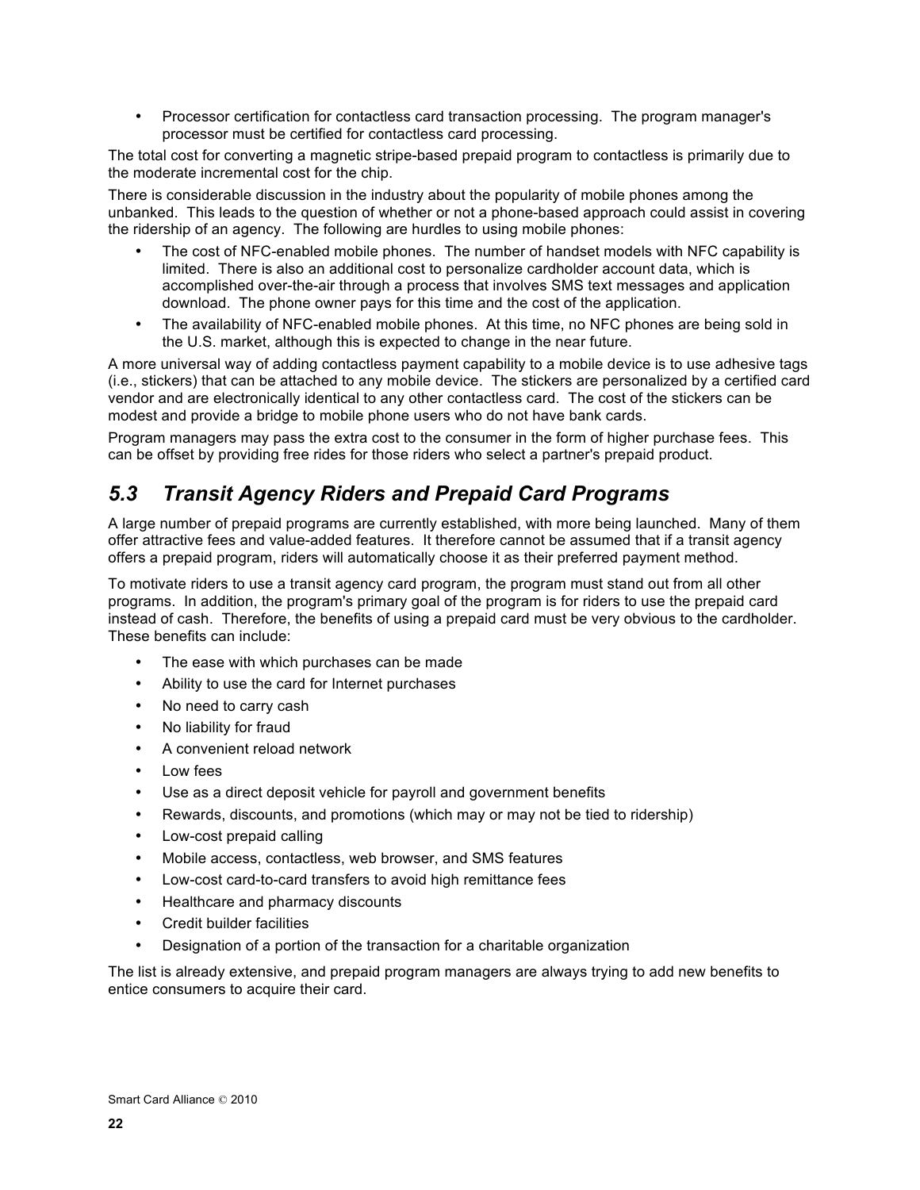- Processor certification for contactless card transaction processing. The program manager's processor must be certified for contactless card processing.

The total cost for converting a magnetic stripe-based prepaid program to contactless is primarily due to the moderate incremental cost for the chip.

There is considerable discussion in the industry about the popularity of mobile phones among the unbanked. This leads to the question of whether or not a phone-based approach could assist in covering the ridership of an agency. The following are hurdles to using mobile phones:

- The cost of NFC-enabled mobile phones. The number of handset models with NFC capability is limited. There is also an additional cost to personalize cardholder account data, which is accomplished over-the-air through a process that involves SMS text messages and application download. The phone owner pays for this time and the cost of the application.
- The availability of NFC-enabled mobile phones. At this time, no NFC phones are being sold in the U.S. market, although this is expected to change in the near future.

A more universal way of adding contactless payment capability to a mobile device is to use adhesive tags (i.e., stickers) that can be attached to any mobile device. The stickers are personalized by a certified card vendor and are electronically identical to any other contactless card. The cost of the stickers can be modest and provide a bridge to mobile phone users who do not have bank cards.

Program managers may pass the extra cost to the consumer in the form of higher purchase fees. This can be offset by providing free rides for those riders who select a partner's prepaid product.

## *5.3 Transit Agency Riders and Prepaid Card Programs*

A large number of prepaid programs are currently established, with more being launched. Many of them offer attractive fees and value-added features. It therefore cannot be assumed that if a transit agency offers a prepaid program, riders will automatically choose it as their preferred payment method.

To motivate riders to use a transit agency card program, the program must stand out from all other programs. In addition, the program's primary goal of the program is for riders to use the prepaid card instead of cash. Therefore, the benefits of using a prepaid card must be very obvious to the cardholder. These benefits can include:

- The ease with which purchases can be made
- Ability to use the card for Internet purchases
- No need to carry cash
- No liability for fraud
- A convenient reload network
- Low fees
- Use as a direct deposit vehicle for payroll and government benefits
- Rewards, discounts, and promotions (which may or may not be tied to ridership)
- Low-cost prepaid calling
- Mobile access, contactless, web browser, and SMS features
- Low-cost card-to-card transfers to avoid high remittance fees
- Healthcare and pharmacy discounts
- Credit builder facilities
- Designation of a portion of the transaction for a charitable organization

The list is already extensive, and prepaid program managers are always trying to add new benefits to entice consumers to acquire their card.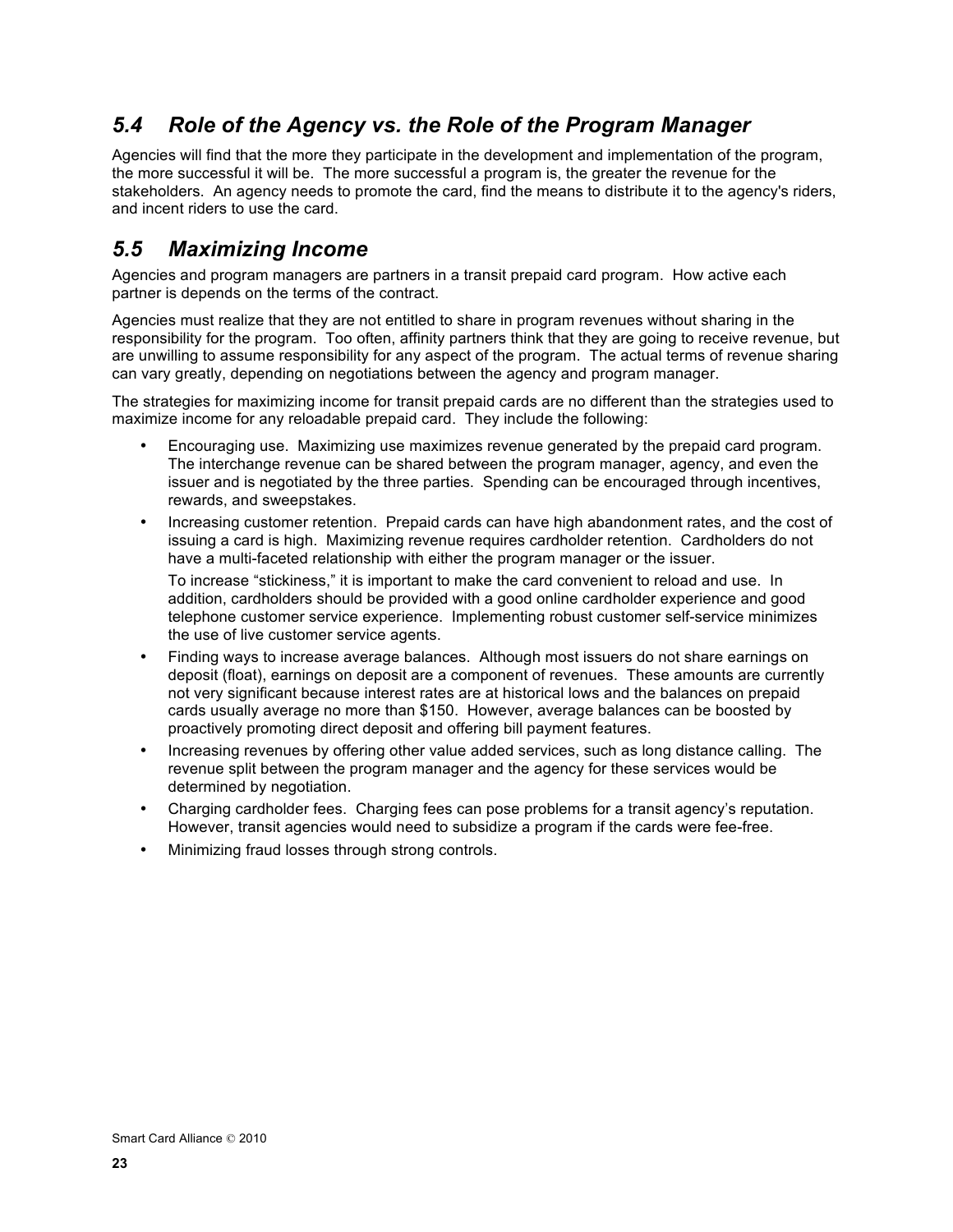## *5.4 Role of the Agency vs. the Role of the Program Manager*

Agencies will find that the more they participate in the development and implementation of the program, the more successful it will be. The more successful a program is, the greater the revenue for the stakeholders. An agency needs to promote the card, find the means to distribute it to the agency's riders, and incent riders to use the card.

## *5.5 Maximizing Income*

Agencies and program managers are partners in a transit prepaid card program. How active each partner is depends on the terms of the contract.

Agencies must realize that they are not entitled to share in program revenues without sharing in the responsibility for the program. Too often, affinity partners think that they are going to receive revenue, but are unwilling to assume responsibility for any aspect of the program. The actual terms of revenue sharing can vary greatly, depending on negotiations between the agency and program manager.

The strategies for maximizing income for transit prepaid cards are no different than the strategies used to maximize income for any reloadable prepaid card. They include the following:

- Encouraging use. Maximizing use maximizes revenue generated by the prepaid card program. The interchange revenue can be shared between the program manager, agency, and even the issuer and is negotiated by the three parties. Spending can be encouraged through incentives, rewards, and sweepstakes.
- Increasing customer retention. Prepaid cards can have high abandonment rates, and the cost of issuing a card is high. Maximizing revenue requires cardholder retention. Cardholders do not have a multi-faceted relationship with either the program manager or the issuer.

  To increase "stickiness," it is important to make the card convenient to reload and use. In addition, cardholders should be provided with a good online cardholder experience and good telephone customer service experience. Implementing robust customer self-service minimizes the use of live customer service agents.
- Finding ways to increase average balances. Although most issuers do not share earnings on deposit (float), earnings on deposit are a component of revenues. These amounts are currently not very significant because interest rates are at historical lows and the balances on prepaid cards usually average no more than $150. However, average balances can be boosted by proactively promoting direct deposit and offering bill payment features.
- Increasing revenues by offering other value added services, such as long distance calling. The revenue split between the program manager and the agency for these services would be determined by negotiation.
- Charging cardholder fees. Charging fees can pose problems for a transit agency's reputation. However, transit agencies would need to subsidize a program if the cards were fee-free.
- Minimizing fraud losses through strong controls.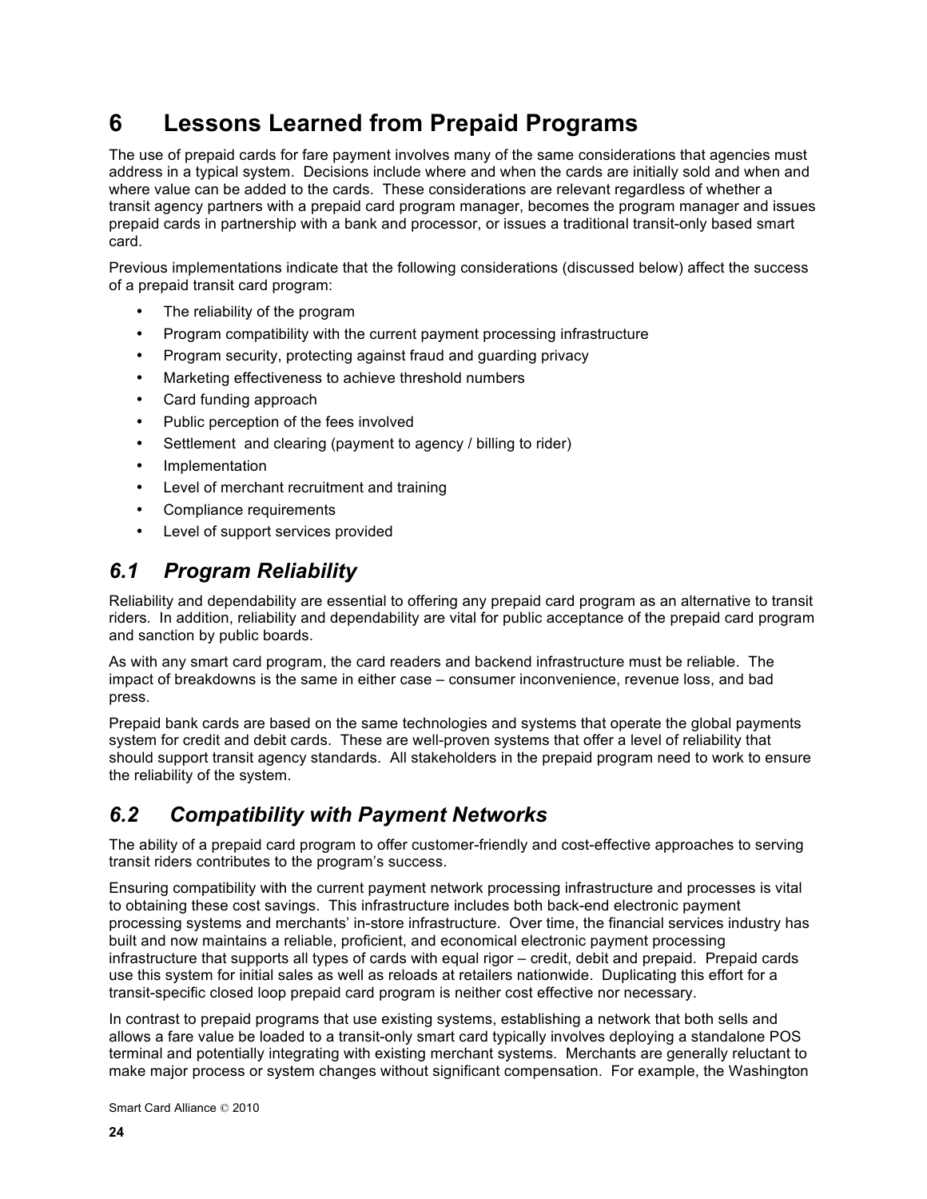# 6 Lessons Learned from Prepaid Programs

The use of prepaid cards for fare payment involves many of the same considerations that agencies must address in a typical system. Decisions include where and when the cards are initially sold and when and where value can be added to the cards. These considerations are relevant regardless of whether a transit agency partners with a prepaid card program manager, becomes the program manager and issues prepaid cards in partnership with a bank and processor, or issues a traditional transit-only based smart card.

Previous implementations indicate that the following considerations (discussed below) affect the success of a prepaid transit card program:

- The reliability of the program
- Program compatibility with the current payment processing infrastructure
- Program security, protecting against fraud and guarding privacy
- Marketing effectiveness to achieve threshold numbers
- Card funding approach
- Public perception of the fees involved
- Settlement and clearing (payment to agency / billing to rider)
- Implementation
- Level of merchant recruitment and training
- Compliance requirements
- Level of support services provided

## *6.1 Program Reliability*

Reliability and dependability are essential to offering any prepaid card program as an alternative to transit riders. In addition, reliability and dependability are vital for public acceptance of the prepaid card program and sanction by public boards.

As with any smart card program, the card readers and backend infrastructure must be reliable. The impact of breakdowns is the same in either case – consumer inconvenience, revenue loss, and bad press.

Prepaid bank cards are based on the same technologies and systems that operate the global payments system for credit and debit cards. These are well-proven systems that offer a level of reliability that should support transit agency standards. All stakeholders in the prepaid program need to work to ensure the reliability of the system.

## *6.2 Compatibility with Payment Networks*

The ability of a prepaid card program to offer customer-friendly and cost-effective approaches to serving transit riders contributes to the program's success.

Ensuring compatibility with the current payment network processing infrastructure and processes is vital to obtaining these cost savings. This infrastructure includes both back-end electronic payment processing systems and merchants' in-store infrastructure. Over time, the financial services industry has built and now maintains a reliable, proficient, and economical electronic payment processing infrastructure that supports all types of cards with equal rigor – credit, debit and prepaid. Prepaid cards use this system for initial sales as well as reloads at retailers nationwide. Duplicating this effort for a transit-specific closed loop prepaid card program is neither cost effective nor necessary.

In contrast to prepaid programs that use existing systems, establishing a network that both sells and allows a fare value be loaded to a transit-only smart card typically involves deploying a standalone POS terminal and potentially integrating with existing merchant systems. Merchants are generally reluctant to make major process or system changes without significant compensation. For example, the Washington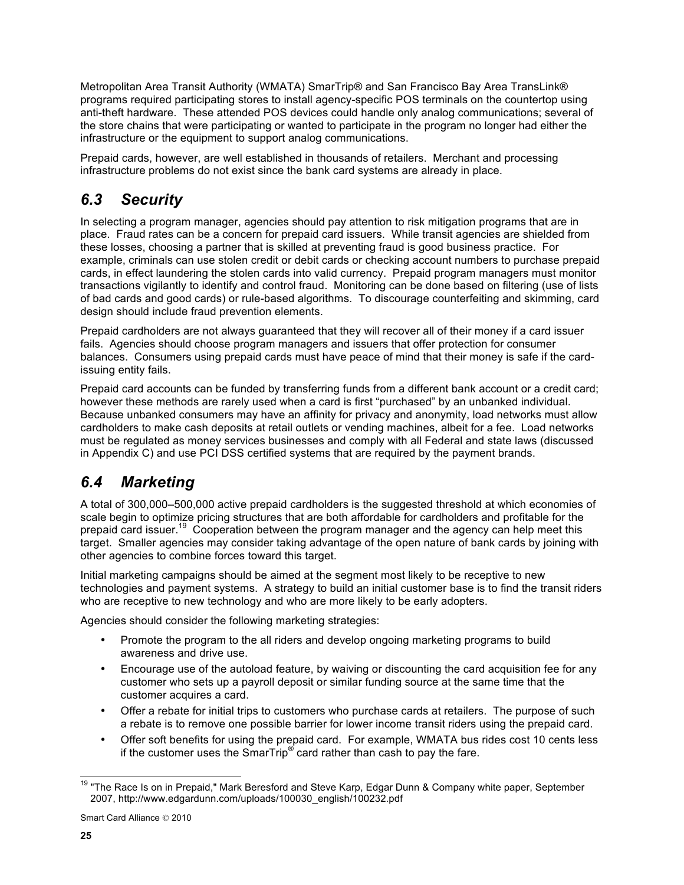Metropolitan Area Transit Authority (WMATA) SmarTrip® and San Francisco Bay Area TransLink® programs required participating stores to install agency-specific POS terminals on the countertop using anti-theft hardware. These attended POS devices could handle only analog communications; several of the store chains that were participating or wanted to participate in the program no longer had either the infrastructure or the equipment to support analog communications.

Prepaid cards, however, are well established in thousands of retailers. Merchant and processing infrastructure problems do not exist since the bank card systems are already in place.

## *6.3 Security*

In selecting a program manager, agencies should pay attention to risk mitigation programs that are in place. Fraud rates can be a concern for prepaid card issuers. While transit agencies are shielded from these losses, choosing a partner that is skilled at preventing fraud is good business practice. For example, criminals can use stolen credit or debit cards or checking account numbers to purchase prepaid cards, in effect laundering the stolen cards into valid currency. Prepaid program managers must monitor transactions vigilantly to identify and control fraud. Monitoring can be done based on filtering (use of lists of bad cards and good cards) or rule-based algorithms. To discourage counterfeiting and skimming, card design should include fraud prevention elements.

Prepaid cardholders are not always guaranteed that they will recover all of their money if a card issuer fails. Agencies should choose program managers and issuers that offer protection for consumer balances. Consumers using prepaid cards must have peace of mind that their money is safe if the card-issuing entity fails.

Prepaid card accounts can be funded by transferring funds from a different bank account or a credit card; however these methods are rarely used when a card is first "purchased" by an unbanked individual. Because unbanked consumers may have an affinity for privacy and anonymity, load networks must allow cardholders to make cash deposits at retail outlets or vending machines, albeit for a fee. Load networks must be regulated as money services businesses and comply with all Federal and state laws (discussed in Appendix C) and use PCI DSS certified systems that are required by the payment brands.

## *6.4 Marketing*

A total of 300,000–500,000 active prepaid cardholders is the suggested threshold at which economies of scale begin to optimize pricing structures that are both affordable for cardholders and profitable for the prepaid card issuer.[19] Cooperation between the program manager and the agency can help meet this target. Smaller agencies may consider taking advantage of the open nature of bank cards by joining with other agencies to combine forces toward this target.

Initial marketing campaigns should be aimed at the segment most likely to be receptive to new technologies and payment systems. A strategy to build an initial customer base is to find the transit riders who are receptive to new technology and who are more likely to be early adopters.

Agencies should consider the following marketing strategies:

- Promote the program to the all riders and develop ongoing marketing programs to build awareness and drive use.
- Encourage use of the autoload feature, by waiving or discounting the card acquisition fee for any customer who sets up a payroll deposit or similar funding source at the same time that the customer acquires a card.
- Offer a rebate for initial trips to customers who purchase cards at retailers. The purpose of such a rebate is to remove one possible barrier for lower income transit riders using the prepaid card.
- Offer soft benefits for using the prepaid card. For example, WMATA bus rides cost 10 cents less if the customer uses the SmarTrip® card rather than cash to pay the fare.

[19] "The Race Is on in Prepaid," Mark Beresford and Steve Karp, Edgar Dunn & Company white paper, September 2007, http://www.edgardunn.com/uploads/100030_english/100232.pdf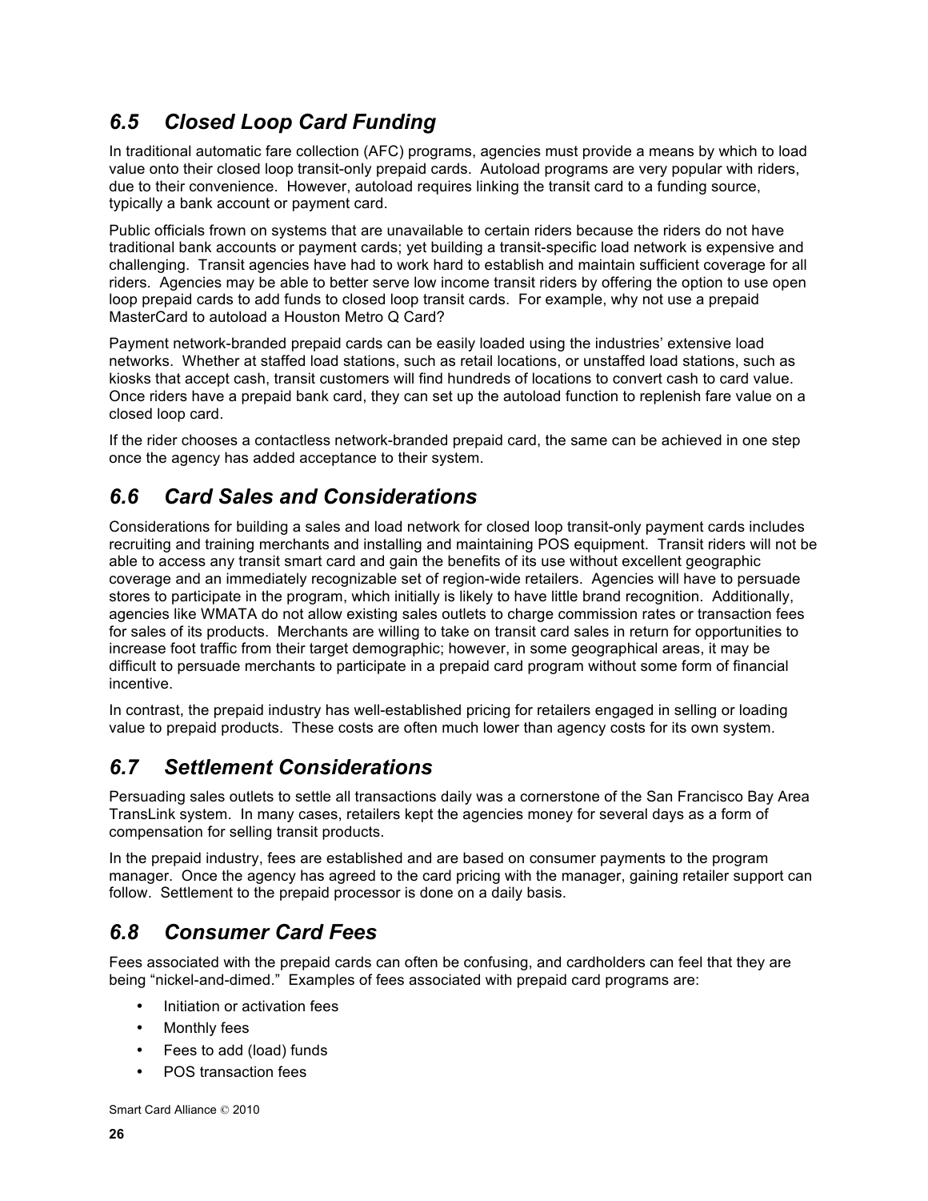## *6.5 Closed Loop Card Funding*

In traditional automatic fare collection (AFC) programs, agencies must provide a means by which to load value onto their closed loop transit-only prepaid cards. Autoload programs are very popular with riders, due to their convenience. However, autoload requires linking the transit card to a funding source, typically a bank account or payment card.

Public officials frown on systems that are unavailable to certain riders because the riders do not have traditional bank accounts or payment cards; yet building a transit-specific load network is expensive and challenging. Transit agencies have had to work hard to establish and maintain sufficient coverage for all riders. Agencies may be able to better serve low income transit riders by offering the option to use open loop prepaid cards to add funds to closed loop transit cards. For example, why not use a prepaid MasterCard to autoload a Houston Metro Q Card?

Payment network-branded prepaid cards can be easily loaded using the industries' extensive load networks. Whether at staffed load stations, such as retail locations, or unstaffed load stations, such as kiosks that accept cash, transit customers will find hundreds of locations to convert cash to card value. Once riders have a prepaid bank card, they can set up the autoload function to replenish fare value on a closed loop card.

If the rider chooses a contactless network-branded prepaid card, the same can be achieved in one step once the agency has added acceptance to their system.

## *6.6 Card Sales and Considerations*

Considerations for building a sales and load network for closed loop transit-only payment cards includes recruiting and training merchants and installing and maintaining POS equipment. Transit riders will not be able to access any transit smart card and gain the benefits of its use without excellent geographic coverage and an immediately recognizable set of region-wide retailers. Agencies will have to persuade stores to participate in the program, which initially is likely to have little brand recognition. Additionally, agencies like WMATA do not allow existing sales outlets to charge commission rates or transaction fees for sales of its products. Merchants are willing to take on transit card sales in return for opportunities to increase foot traffic from their target demographic; however, in some geographical areas, it may be difficult to persuade merchants to participate in a prepaid card program without some form of financial incentive.

In contrast, the prepaid industry has well-established pricing for retailers engaged in selling or loading value to prepaid products. These costs are often much lower than agency costs for its own system.

## *6.7 Settlement Considerations*

Persuading sales outlets to settle all transactions daily was a cornerstone of the San Francisco Bay Area TransLink system. In many cases, retailers kept the agencies money for several days as a form of compensation for selling transit products.

In the prepaid industry, fees are established and are based on consumer payments to the program manager. Once the agency has agreed to the card pricing with the manager, gaining retailer support can follow. Settlement to the prepaid processor is done on a daily basis.

## *6.8 Consumer Card Fees*

Fees associated with the prepaid cards can often be confusing, and cardholders can feel that they are being "nickel-and-dimed." Examples of fees associated with prepaid card programs are:

- Initiation or activation fees
- Monthly fees
- Fees to add (load) funds
- POS transaction fees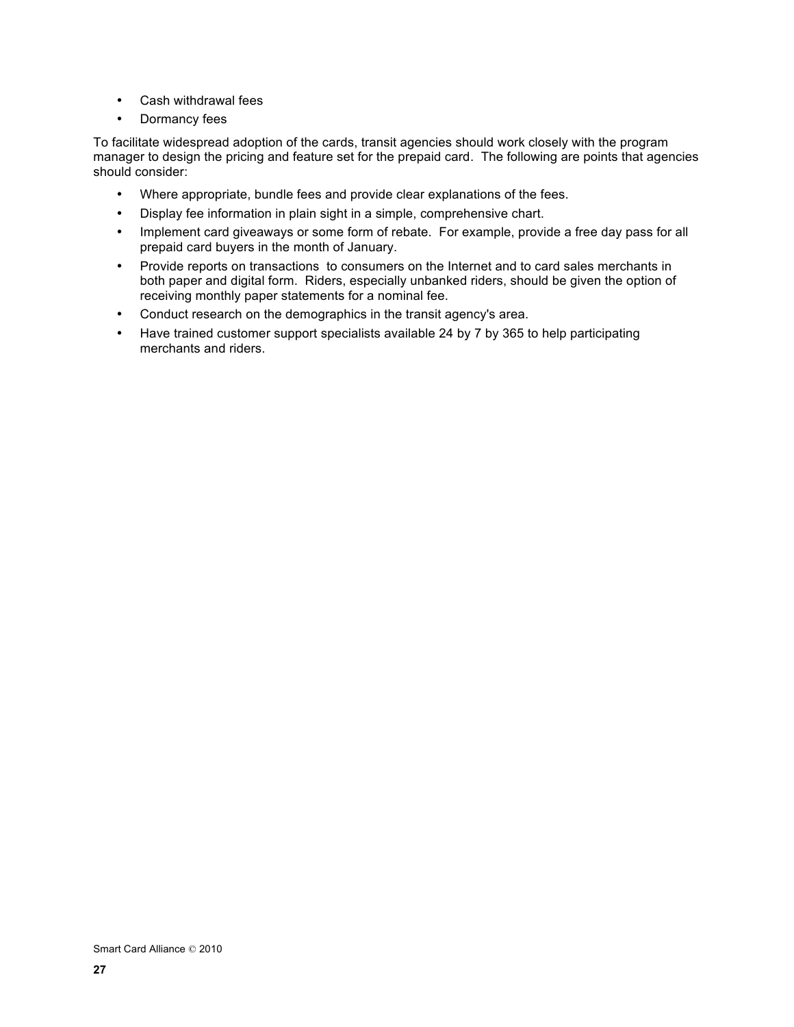- Cash withdrawal fees
- Dormancy fees

To facilitate widespread adoption of the cards, transit agencies should work closely with the program manager to design the pricing and feature set for the prepaid card. The following are points that agencies should consider:

- Where appropriate, bundle fees and provide clear explanations of the fees.
- Display fee information in plain sight in a simple, comprehensive chart.
- Implement card giveaways or some form of rebate. For example, provide a free day pass for all prepaid card buyers in the month of January.
- Provide reports on transactions to consumers on the Internet and to card sales merchants in both paper and digital form. Riders, especially unbanked riders, should be given the option of receiving monthly paper statements for a nominal fee.
- Conduct research on the demographics in the transit agency's area.
- Have trained customer support specialists available 24 by 7 by 365 to help participating merchants and riders.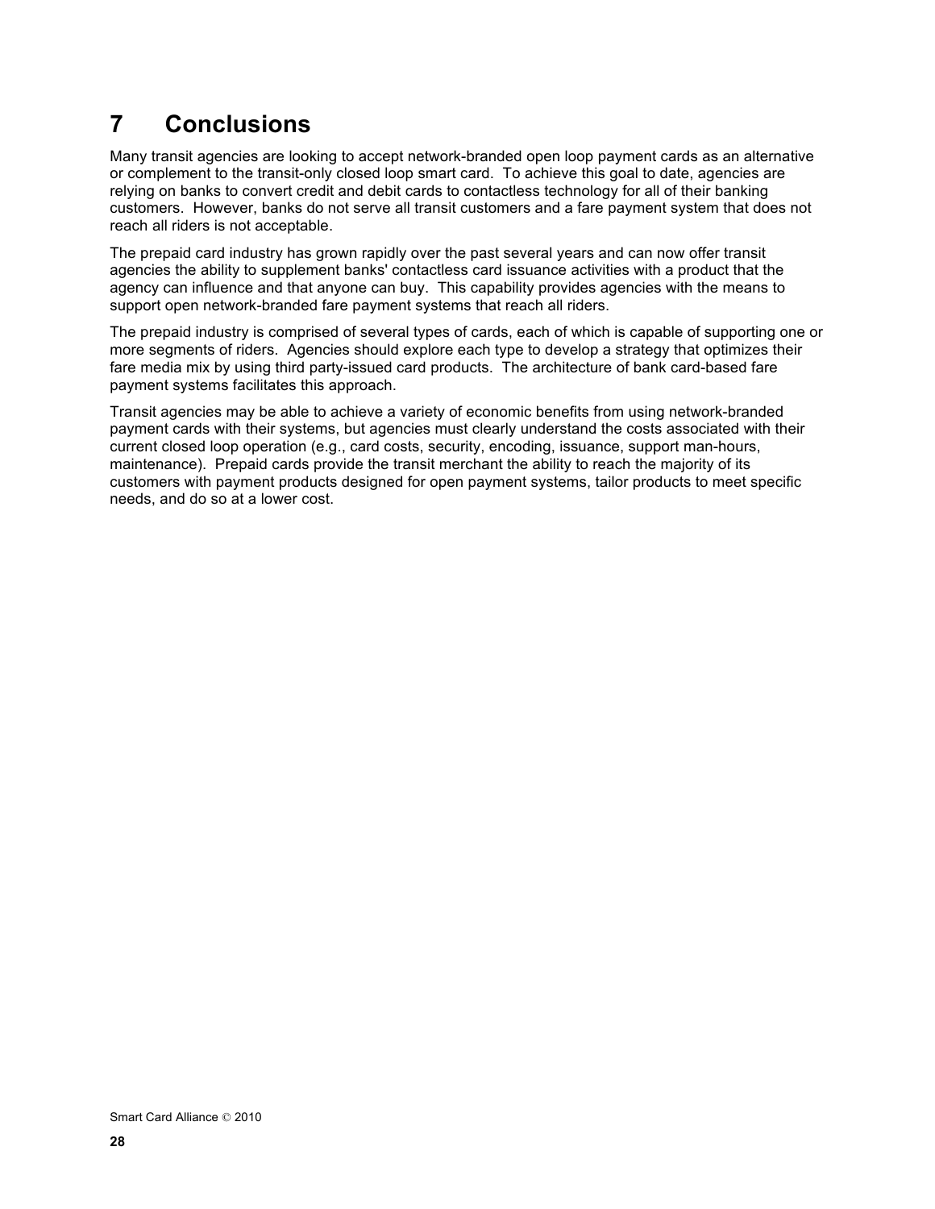# 7 Conclusions

Many transit agencies are looking to accept network-branded open loop payment cards as an alternative or complement to the transit-only closed loop smart card. To achieve this goal to date, agencies are relying on banks to convert credit and debit cards to contactless technology for all of their banking customers. However, banks do not serve all transit customers and a fare payment system that does not reach all riders is not acceptable.

The prepaid card industry has grown rapidly over the past several years and can now offer transit agencies the ability to supplement banks' contactless card issuance activities with a product that the agency can influence and that anyone can buy. This capability provides agencies with the means to support open network-branded fare payment systems that reach all riders.

The prepaid industry is comprised of several types of cards, each of which is capable of supporting one or more segments of riders. Agencies should explore each type to develop a strategy that optimizes their fare media mix by using third party-issued card products. The architecture of bank card-based fare payment systems facilitates this approach.

Transit agencies may be able to achieve a variety of economic benefits from using network-branded payment cards with their systems, but agencies must clearly understand the costs associated with their current closed loop operation (e.g., card costs, security, encoding, issuance, support man-hours, maintenance). Prepaid cards provide the transit merchant the ability to reach the majority of its customers with payment products designed for open payment systems, tailor products to meet specific needs, and do so at a lower cost.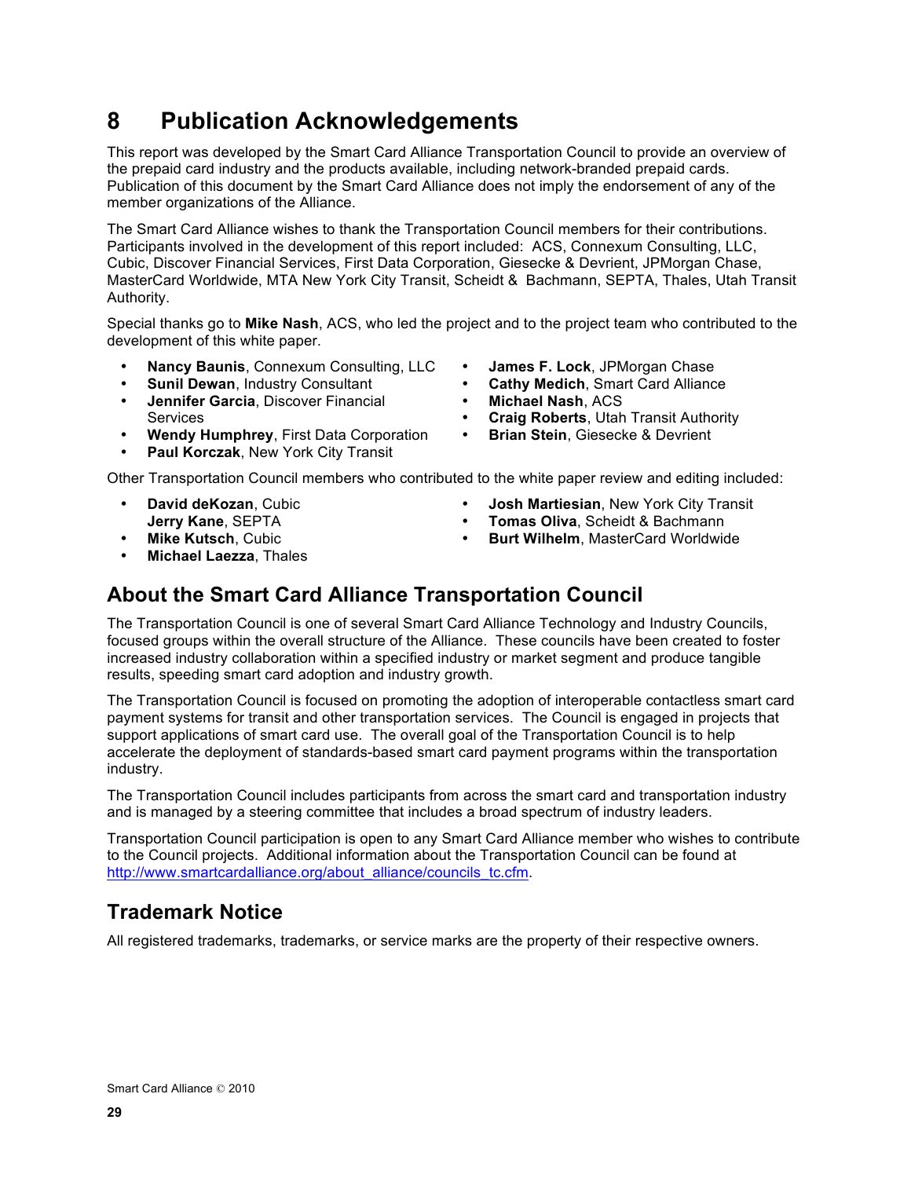# 8 Publication Acknowledgements

This report was developed by the Smart Card Alliance Transportation Council to provide an overview of the prepaid card industry and the products available, including network-branded prepaid cards. Publication of this document by the Smart Card Alliance does not imply the endorsement of any of the member organizations of the Alliance.

The Smart Card Alliance wishes to thank the Transportation Council members for their contributions. Participants involved in the development of this report included: ACS, Connexum Consulting, LLC, Cubic, Discover Financial Services, First Data Corporation, Giesecke & Devrient, JPMorgan Chase, MasterCard Worldwide, MTA New York City Transit, Scheidt & Bachmann, SEPTA, Thales, Utah Transit Authority.

Special thanks go to **Mike Nash**, ACS, who led the project and to the project team who contributed to the development of this white paper.

- **Nancy Baunis**, Connexum Consulting, LLC
- **Sunil Dewan**, Industry Consultant
- **Jennifer Garcia**, Discover Financial Services
- **Wendy Humphrey**, First Data Corporation
- **Paul Korczak**, New York City Transit
- **James F. Lock**, JPMorgan Chase
- **Cathy Medich**, Smart Card Alliance
- **Michael Nash**, ACS
- **Craig Roberts**, Utah Transit Authority
- **Brian Stein**, Giesecke & Devrient

Other Transportation Council members who contributed to the white paper review and editing included:

- **David deKozan**, Cubic
  **Jerry Kane**, SEPTA
- **Mike Kutsch**, Cubic
- **Michael Laezza**, Thales
- **Josh Martiesian**, New York City Transit
- **Tomas Oliva**, Scheidt & Bachmann
- **Burt Wilhelm**, MasterCard Worldwide

## About the Smart Card Alliance Transportation Council

The Transportation Council is one of several Smart Card Alliance Technology and Industry Councils, focused groups within the overall structure of the Alliance. These councils have been created to foster increased industry collaboration within a specified industry or market segment and produce tangible results, speeding smart card adoption and industry growth.

The Transportation Council is focused on promoting the adoption of interoperable contactless smart card payment systems for transit and other transportation services. The Council is engaged in projects that support applications of smart card use. The overall goal of the Transportation Council is to help accelerate the deployment of standards-based smart card payment programs within the transportation industry.

The Transportation Council includes participants from across the smart card and transportation industry and is managed by a steering committee that includes a broad spectrum of industry leaders.

Transportation Council participation is open to any Smart Card Alliance member who wishes to contribute to the Council projects. Additional information about the Transportation Council can be found at http://www.smartcardalliance.org/about_alliance/councils_tc.cfm.

## Trademark Notice

All registered trademarks, trademarks, or service marks are the property of their respective owners.

Smart Card Alliance © 2010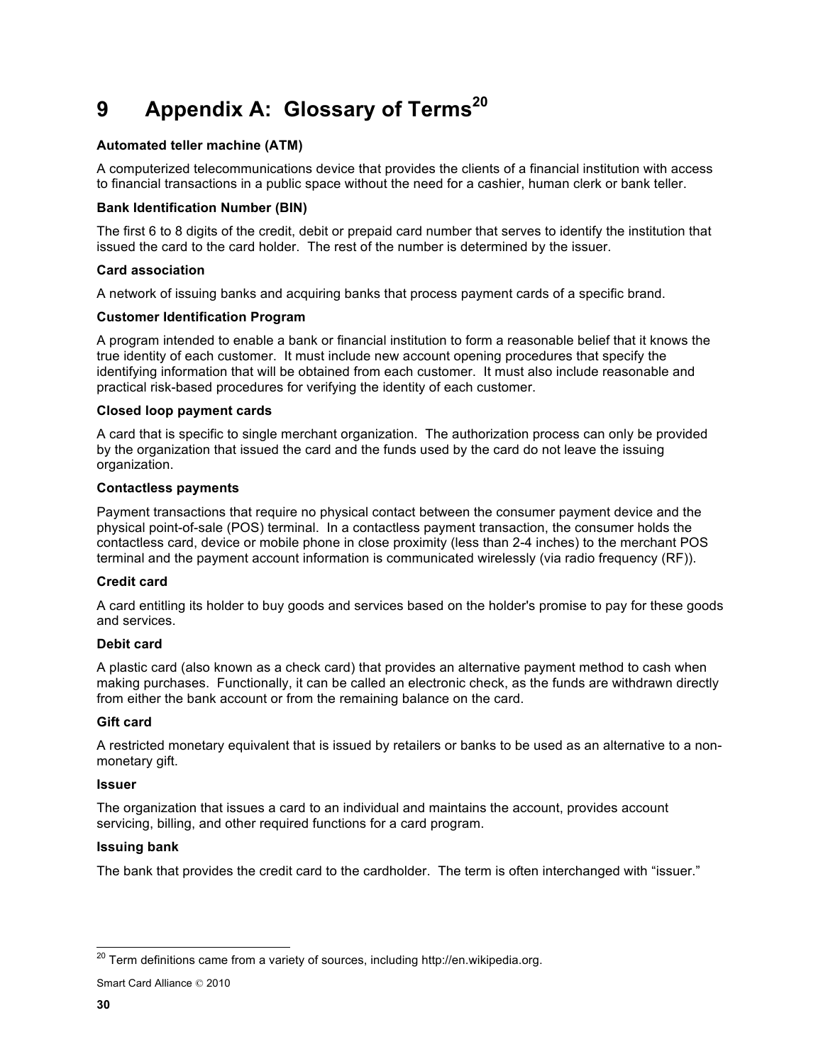# 9 Appendix A: Glossary of Terms[20]

**Automated teller machine (ATM)**

A computerized telecommunications device that provides the clients of a financial institution with access to financial transactions in a public space without the need for a cashier, human clerk or bank teller.

**Bank Identification Number (BIN)**

The first 6 to 8 digits of the credit, debit or prepaid card number that serves to identify the institution that issued the card to the card holder. The rest of the number is determined by the issuer.

**Card association**

A network of issuing banks and acquiring banks that process payment cards of a specific brand.

**Customer Identification Program**

A program intended to enable a bank or financial institution to form a reasonable belief that it knows the true identity of each customer. It must include new account opening procedures that specify the identifying information that will be obtained from each customer. It must also include reasonable and practical risk-based procedures for verifying the identity of each customer.

**Closed loop payment cards**

A card that is specific to single merchant organization. The authorization process can only be provided by the organization that issued the card and the funds used by the card do not leave the issuing organization.

**Contactless payments**

Payment transactions that require no physical contact between the consumer payment device and the physical point-of-sale (POS) terminal. In a contactless payment transaction, the consumer holds the contactless card, device or mobile phone in close proximity (less than 2-4 inches) to the merchant POS terminal and the payment account information is communicated wirelessly (via radio frequency (RF)).

**Credit card**

A card entitling its holder to buy goods and services based on the holder's promise to pay for these goods and services.

**Debit card**

A plastic card (also known as a check card) that provides an alternative payment method to cash when making purchases. Functionally, it can be called an electronic check, as the funds are withdrawn directly from either the bank account or from the remaining balance on the card.

**Gift card**

A restricted monetary equivalent that is issued by retailers or banks to be used as an alternative to a non-monetary gift.

**Issuer**

The organization that issues a card to an individual and maintains the account, provides account servicing, billing, and other required functions for a card program.

**Issuing bank**

The bank that provides the credit card to the cardholder. The term is often interchanged with "issuer."

---

[20] Term definitions came from a variety of sources, including http://en.wikipedia.org.

Smart Card Alliance © 2010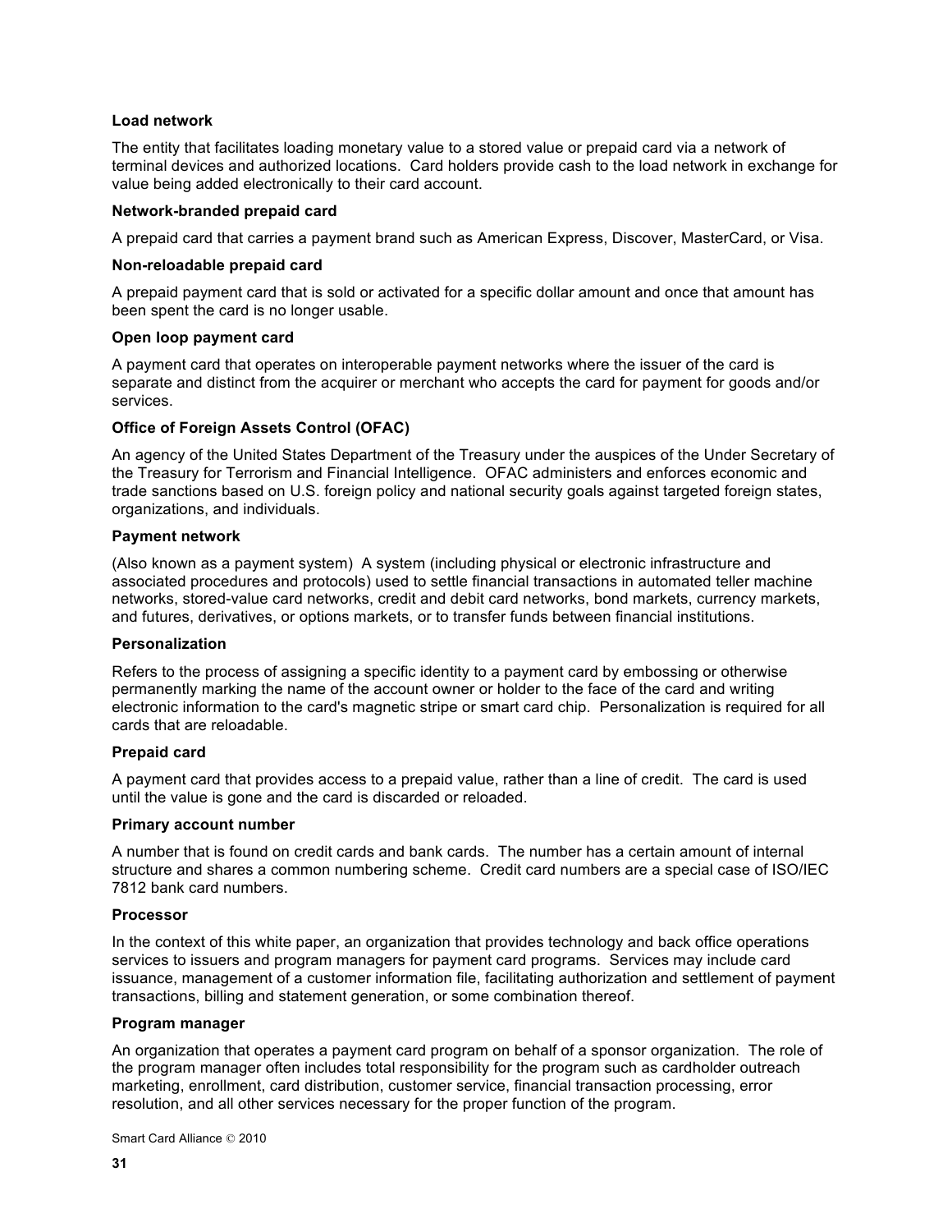**Load network**

The entity that facilitates loading monetary value to a stored value or prepaid card via a network of terminal devices and authorized locations. Card holders provide cash to the load network in exchange for value being added electronically to their card account.

**Network-branded prepaid card**

A prepaid card that carries a payment brand such as American Express, Discover, MasterCard, or Visa.

**Non-reloadable prepaid card**

A prepaid payment card that is sold or activated for a specific dollar amount and once that amount has been spent the card is no longer usable.

**Open loop payment card**

A payment card that operates on interoperable payment networks where the issuer of the card is separate and distinct from the acquirer or merchant who accepts the card for payment for goods and/or services.

**Office of Foreign Assets Control (OFAC)**

An agency of the United States Department of the Treasury under the auspices of the Under Secretary of the Treasury for Terrorism and Financial Intelligence. OFAC administers and enforces economic and trade sanctions based on U.S. foreign policy and national security goals against targeted foreign states, organizations, and individuals.

**Payment network**

(Also known as a payment system) A system (including physical or electronic infrastructure and associated procedures and protocols) used to settle financial transactions in automated teller machine networks, stored-value card networks, credit and debit card networks, bond markets, currency markets, and futures, derivatives, or options markets, or to transfer funds between financial institutions.

**Personalization**

Refers to the process of assigning a specific identity to a payment card by embossing or otherwise permanently marking the name of the account owner or holder to the face of the card and writing electronic information to the card's magnetic stripe or smart card chip. Personalization is required for all cards that are reloadable.

**Prepaid card**

A payment card that provides access to a prepaid value, rather than a line of credit. The card is used until the value is gone and the card is discarded or reloaded.

**Primary account number**

A number that is found on credit cards and bank cards. The number has a certain amount of internal structure and shares a common numbering scheme. Credit card numbers are a special case of ISO/IEC 7812 bank card numbers.

**Processor**

In the context of this white paper, an organization that provides technology and back office operations services to issuers and program managers for payment card programs. Services may include card issuance, management of a customer information file, facilitating authorization and settlement of payment transactions, billing and statement generation, or some combination thereof.

**Program manager**

An organization that operates a payment card program on behalf of a sponsor organization. The role of the program manager often includes total responsibility for the program such as cardholder outreach marketing, enrollment, card distribution, customer service, financial transaction processing, error resolution, and all other services necessary for the proper function of the program.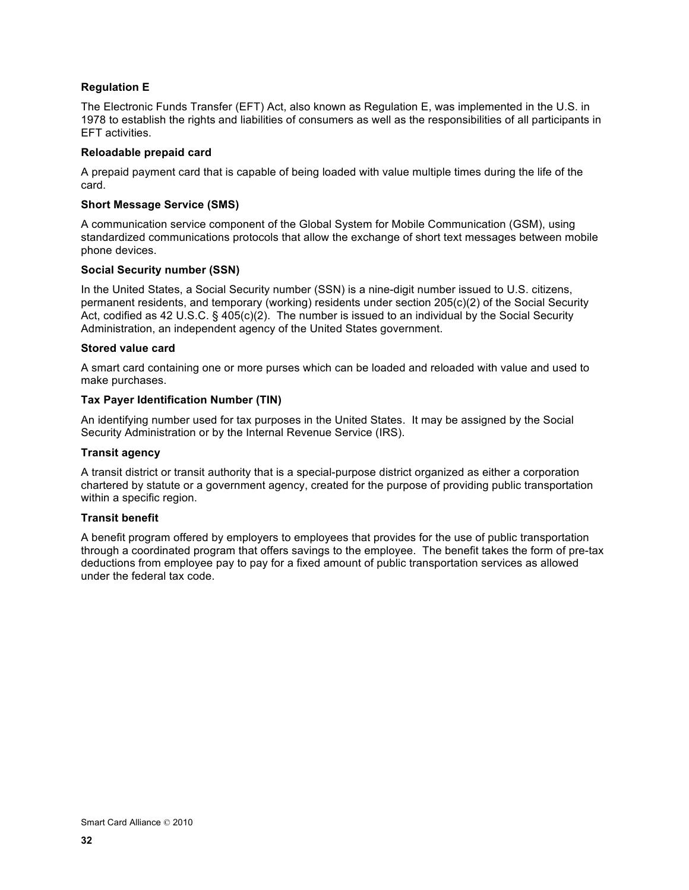**Regulation E**

The Electronic Funds Transfer (EFT) Act, also known as Regulation E, was implemented in the U.S. in 1978 to establish the rights and liabilities of consumers as well as the responsibilities of all participants in EFT activities.

**Reloadable prepaid card**

A prepaid payment card that is capable of being loaded with value multiple times during the life of the card.

**Short Message Service (SMS)**

A communication service component of the Global System for Mobile Communication (GSM), using standardized communications protocols that allow the exchange of short text messages between mobile phone devices.

**Social Security number (SSN)**

In the United States, a Social Security number (SSN) is a nine-digit number issued to U.S. citizens, permanent residents, and temporary (working) residents under section 205(c)(2) of the Social Security Act, codified as 42 U.S.C. § 405(c)(2). The number is issued to an individual by the Social Security Administration, an independent agency of the United States government.

**Stored value card**

A smart card containing one or more purses which can be loaded and reloaded with value and used to make purchases.

**Tax Payer Identification Number (TIN)**

An identifying number used for tax purposes in the United States. It may be assigned by the Social Security Administration or by the Internal Revenue Service (IRS).

**Transit agency**

A transit district or transit authority that is a special-purpose district organized as either a corporation chartered by statute or a government agency, created for the purpose of providing public transportation within a specific region.

**Transit benefit**

A benefit program offered by employers to employees that provides for the use of public transportation through a coordinated program that offers savings to the employee. The benefit takes the form of pre-tax deductions from employee pay to pay for a fixed amount of public transportation services as allowed under the federal tax code.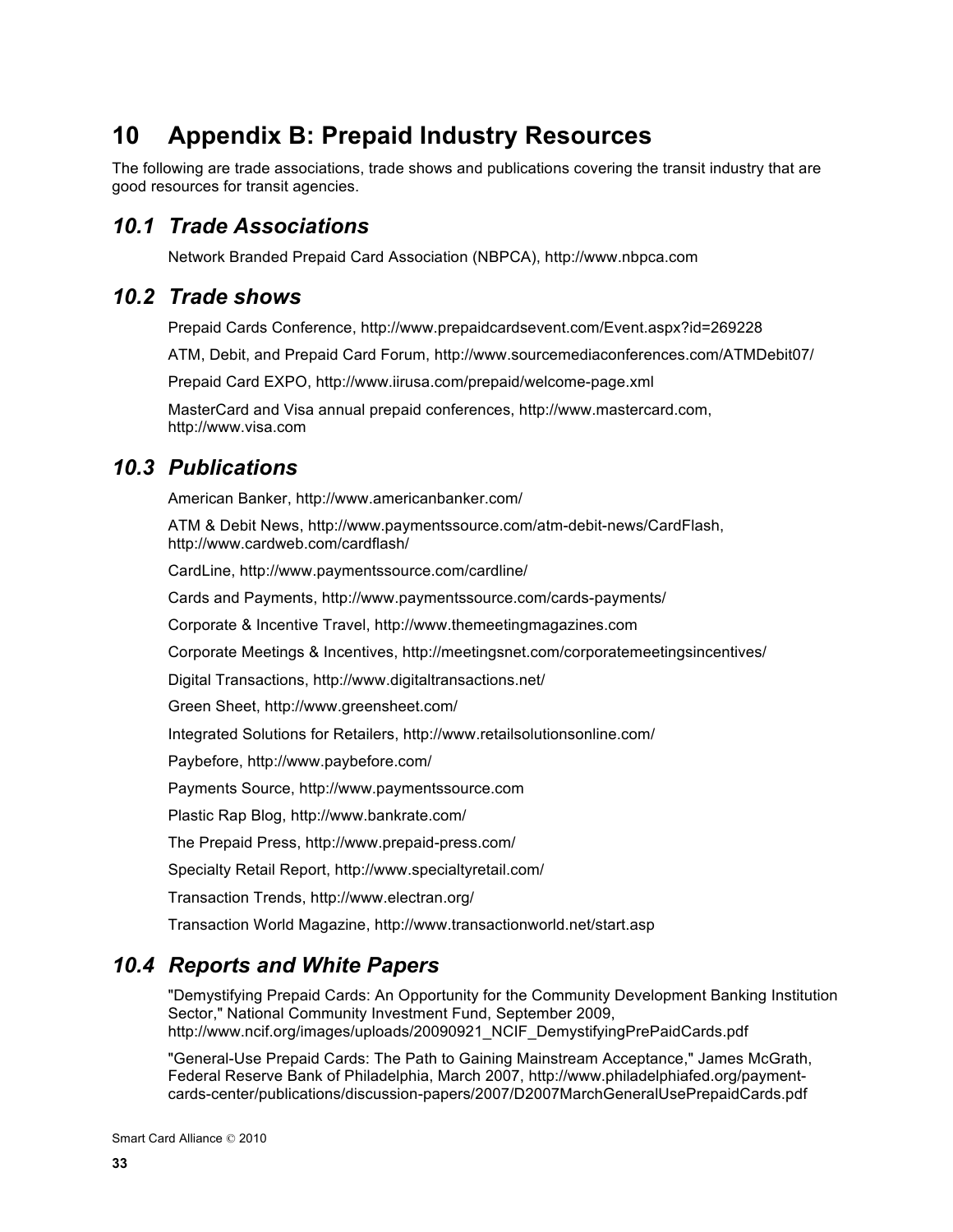# 10 Appendix B: Prepaid Industry Resources

The following are trade associations, trade shows and publications covering the transit industry that are good resources for transit agencies.

## *10.1 Trade Associations*

Network Branded Prepaid Card Association (NBPCA), http://www.nbpca.com

## *10.2 Trade shows*

Prepaid Cards Conference, http://www.prepaidcardsevent.com/Event.aspx?id=269228

ATM, Debit, and Prepaid Card Forum, http://www.sourcemediaconferences.com/ATMDebit07/

Prepaid Card EXPO, http://www.iirusa.com/prepaid/welcome-page.xml

MasterCard and Visa annual prepaid conferences, http://www.mastercard.com, http://www.visa.com

## *10.3 Publications*

American Banker, http://www.americanbanker.com/

ATM & Debit News, http://www.paymentssource.com/atm-debit-news/CardFlash, http://www.cardweb.com/cardflash/

CardLine, http://www.paymentssource.com/cardline/

Cards and Payments, http://www.paymentssource.com/cards-payments/

Corporate & Incentive Travel, http://www.themeetingmagazines.com

Corporate Meetings & Incentives, http://meetingsnet.com/corporatemeetingsincentives/

Digital Transactions, http://www.digitaltransactions.net/

Green Sheet, http://www.greensheet.com/

Integrated Solutions for Retailers, http://www.retailsolutionsonline.com/

Paybefore, http://www.paybefore.com/

Payments Source, http://www.paymentssource.com

Plastic Rap Blog, http://www.bankrate.com/

The Prepaid Press, http://www.prepaid-press.com/

Specialty Retail Report, http://www.specialtyretail.com/

Transaction Trends, http://www.electran.org/

Transaction World Magazine, http://www.transactionworld.net/start.asp

## *10.4 Reports and White Papers*

"Demystifying Prepaid Cards: An Opportunity for the Community Development Banking Institution Sector," National Community Investment Fund, September 2009, http://www.ncif.org/images/uploads/20090921_NCIF_DemystifyingPrePaidCards.pdf

"General-Use Prepaid Cards: The Path to Gaining Mainstream Acceptance," James McGrath, Federal Reserve Bank of Philadelphia, March 2007, http://www.philadelphiafed.org/payment-cards-center/publications/discussion-papers/2007/D2007MarchGeneralUsePrepaidCards.pdf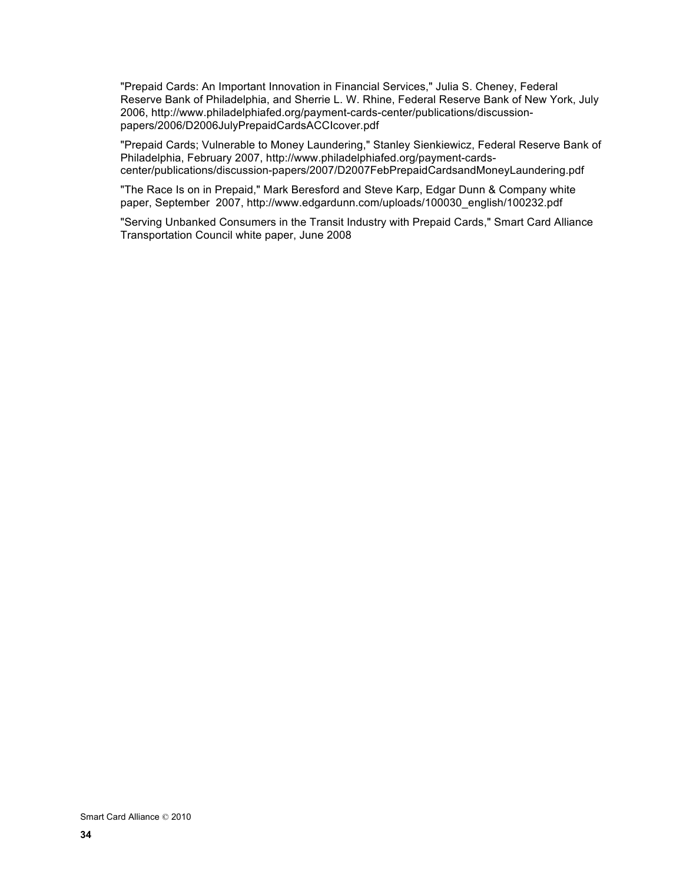"Prepaid Cards: An Important Innovation in Financial Services," Julia S. Cheney, Federal Reserve Bank of Philadelphia, and Sherrie L. W. Rhine, Federal Reserve Bank of New York, July 2006, http://www.philadelphiafed.org/payment-cards-center/publications/discussion-papers/2006/D2006JulyPrepaidCardsACCIcover.pdf

"Prepaid Cards; Vulnerable to Money Laundering," Stanley Sienkiewicz, Federal Reserve Bank of Philadelphia, February 2007, http://www.philadelphiafed.org/payment-cards-center/publications/discussion-papers/2007/D2007FebPrepaidCardsandMoneyLaundering.pdf

"The Race Is on in Prepaid," Mark Beresford and Steve Karp, Edgar Dunn & Company white paper, September 2007, http://www.edgardunn.com/uploads/100030_english/100232.pdf

"Serving Unbanked Consumers in the Transit Industry with Prepaid Cards," Smart Card Alliance Transportation Council white paper, June 2008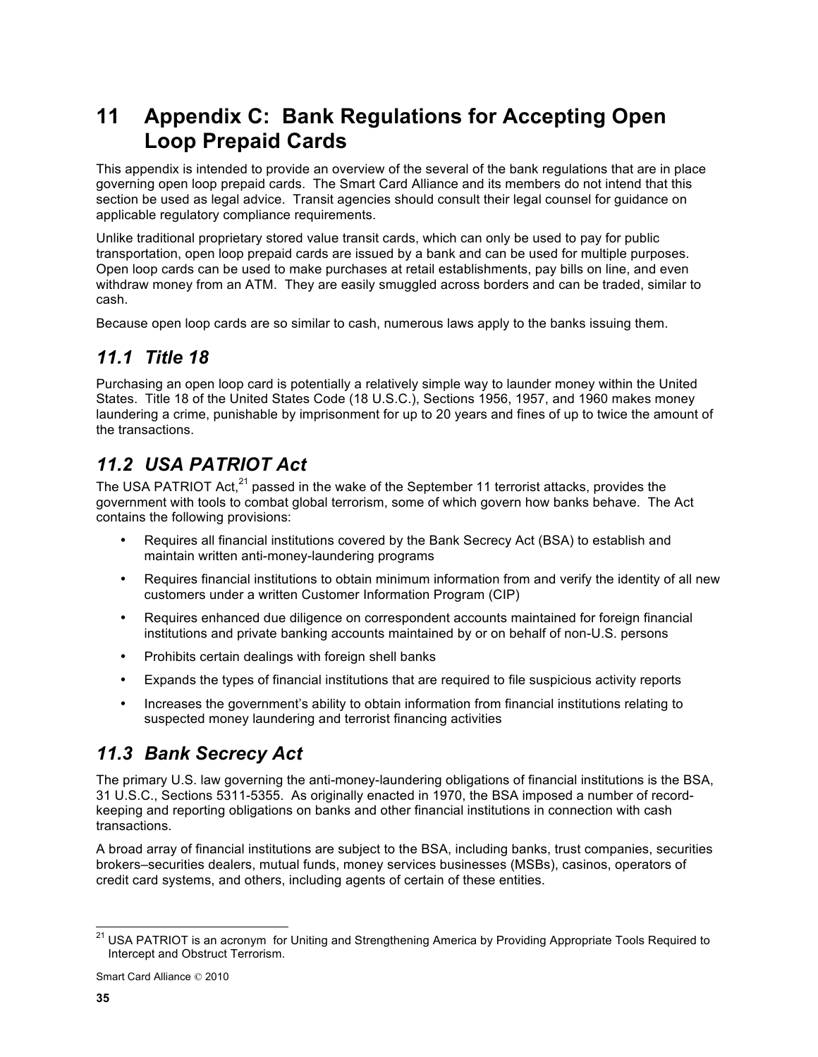# 11 Appendix C: Bank Regulations for Accepting Open Loop Prepaid Cards

This appendix is intended to provide an overview of the several of the bank regulations that are in place governing open loop prepaid cards. The Smart Card Alliance and its members do not intend that this section be used as legal advice. Transit agencies should consult their legal counsel for guidance on applicable regulatory compliance requirements.

Unlike traditional proprietary stored value transit cards, which can only be used to pay for public transportation, open loop prepaid cards are issued by a bank and can be used for multiple purposes. Open loop cards can be used to make purchases at retail establishments, pay bills on line, and even withdraw money from an ATM. They are easily smuggled across borders and can be traded, similar to cash.

Because open loop cards are so similar to cash, numerous laws apply to the banks issuing them.

## *11.1 Title 18*

Purchasing an open loop card is potentially a relatively simple way to launder money within the United States. Title 18 of the United States Code (18 U.S.C.), Sections 1956, 1957, and 1960 makes money laundering a crime, punishable by imprisonment for up to 20 years and fines of up to twice the amount of the transactions.

## *11.2 USA PATRIOT Act*

The USA PATRIOT Act,[21] passed in the wake of the September 11 terrorist attacks, provides the government with tools to combat global terrorism, some of which govern how banks behave. The Act contains the following provisions:

- Requires all financial institutions covered by the Bank Secrecy Act (BSA) to establish and maintain written anti-money-laundering programs
- Requires financial institutions to obtain minimum information from and verify the identity of all new customers under a written Customer Information Program (CIP)
- Requires enhanced due diligence on correspondent accounts maintained for foreign financial institutions and private banking accounts maintained by or on behalf of non-U.S. persons
- Prohibits certain dealings with foreign shell banks
- Expands the types of financial institutions that are required to file suspicious activity reports
- Increases the government's ability to obtain information from financial institutions relating to suspected money laundering and terrorist financing activities

## *11.3 Bank Secrecy Act*

The primary U.S. law governing the anti-money-laundering obligations of financial institutions is the BSA, 31 U.S.C., Sections 5311-5355. As originally enacted in 1970, the BSA imposed a number of record-keeping and reporting obligations on banks and other financial institutions in connection with cash transactions.

A broad array of financial institutions are subject to the BSA, including banks, trust companies, securities brokers–securities dealers, mutual funds, money services businesses (MSBs), casinos, operators of credit card systems, and others, including agents of certain of these entities.

[21] USA PATRIOT is an acronym for Uniting and Strengthening America by Providing Appropriate Tools Required to Intercept and Obstruct Terrorism.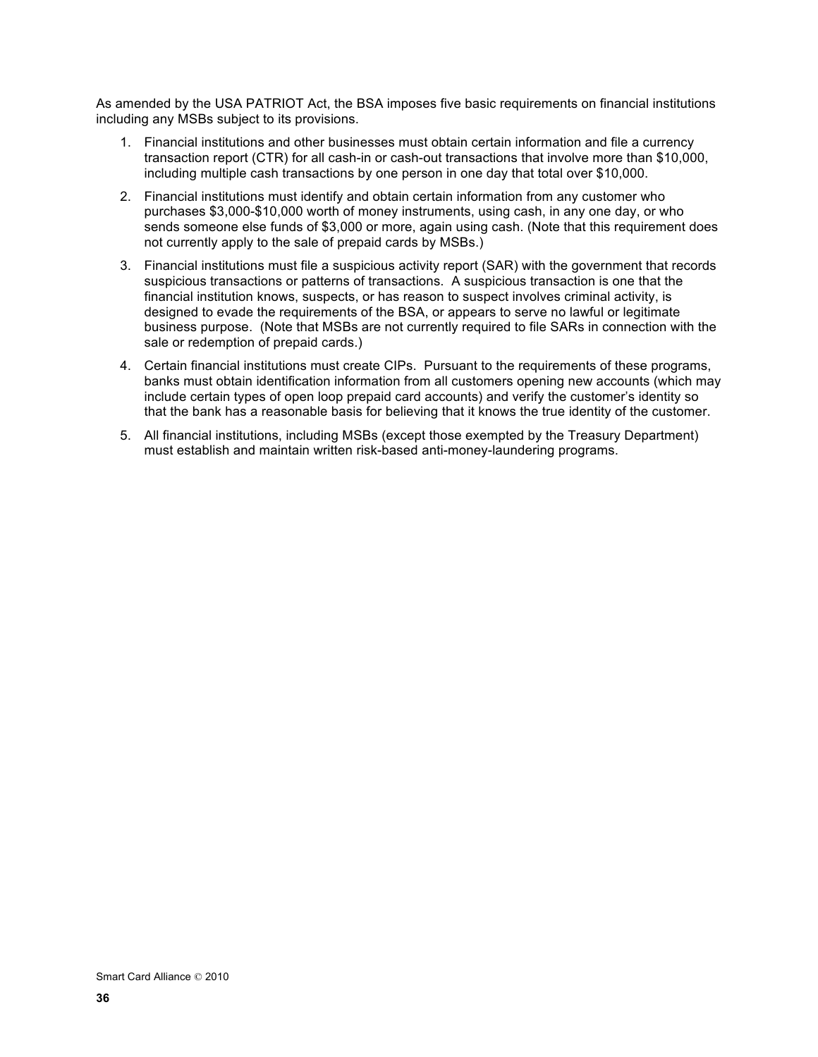As amended by the USA PATRIOT Act, the BSA imposes five basic requirements on financial institutions including any MSBs subject to its provisions.

1. Financial institutions and other businesses must obtain certain information and file a currency transaction report (CTR) for all cash-in or cash-out transactions that involve more than $10,000, including multiple cash transactions by one person in one day that total over $10,000.
2. Financial institutions must identify and obtain certain information from any customer who purchases $3,000-$10,000 worth of money instruments, using cash, in any one day, or who sends someone else funds of $3,000 or more, again using cash. (Note that this requirement does not currently apply to the sale of prepaid cards by MSBs.)
3. Financial institutions must file a suspicious activity report (SAR) with the government that records suspicious transactions or patterns of transactions. A suspicious transaction is one that the financial institution knows, suspects, or has reason to suspect involves criminal activity, is designed to evade the requirements of the BSA, or appears to serve no lawful or legitimate business purpose. (Note that MSBs are not currently required to file SARs in connection with the sale or redemption of prepaid cards.)
4. Certain financial institutions must create CIPs. Pursuant to the requirements of these programs, banks must obtain identification information from all customers opening new accounts (which may include certain types of open loop prepaid card accounts) and verify the customer's identity so that the bank has a reasonable basis for believing that it knows the true identity of the customer.
5. All financial institutions, including MSBs (except those exempted by the Treasury Department) must establish and maintain written risk-based anti-money-laundering programs.